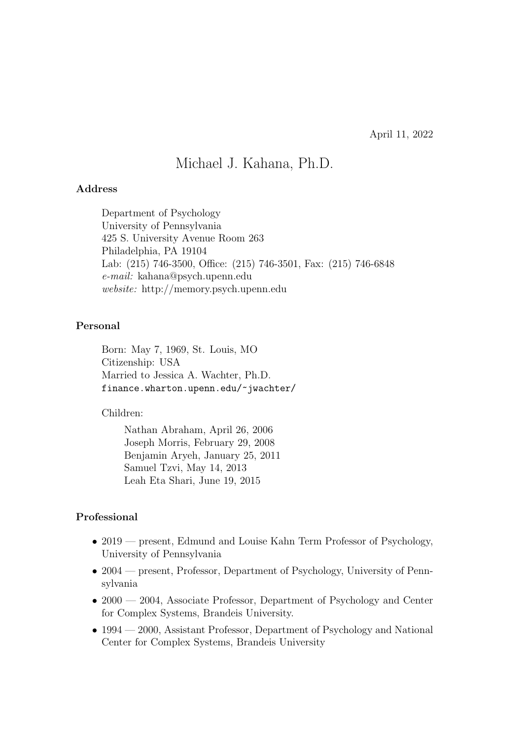April 11, 2022

# Michael J. Kahana, Ph.D.

### Address

Department of Psychology
University of Pennsylvania
425 S. University Avenue Room 263
Philadelphia, PA 19104
Lab: (215) 746-3500, Office: (215) 746-3501, Fax: (215) 746-6848
*e-mail:* kahana@psych.upenn.edu
*website:* http://memory.psych.upenn.edu

### Personal

Born: May 7, 1969, St. Louis, MO
Citizenship: USA
Married to Jessica A. Wachter, Ph.D.
`finance.wharton.upenn.edu/~jwachter/`

Children:

Nathan Abraham, April 26, 2006
Joseph Morris, February 29, 2008
Benjamin Aryeh, January 25, 2011
Samuel Tzvi, May 14, 2013
Leah Eta Shari, June 19, 2015

### Professional

- 2019 — present, Edmund and Louise Kahn Term Professor of Psychology, University of Pennsylvania
- 2004 — present, Professor, Department of Psychology, University of Pennsylvania
- 2000 — 2004, Associate Professor, Department of Psychology and Center for Complex Systems, Brandeis University.
- 1994 — 2000, Assistant Professor, Department of Psychology and National Center for Complex Systems, Brandeis University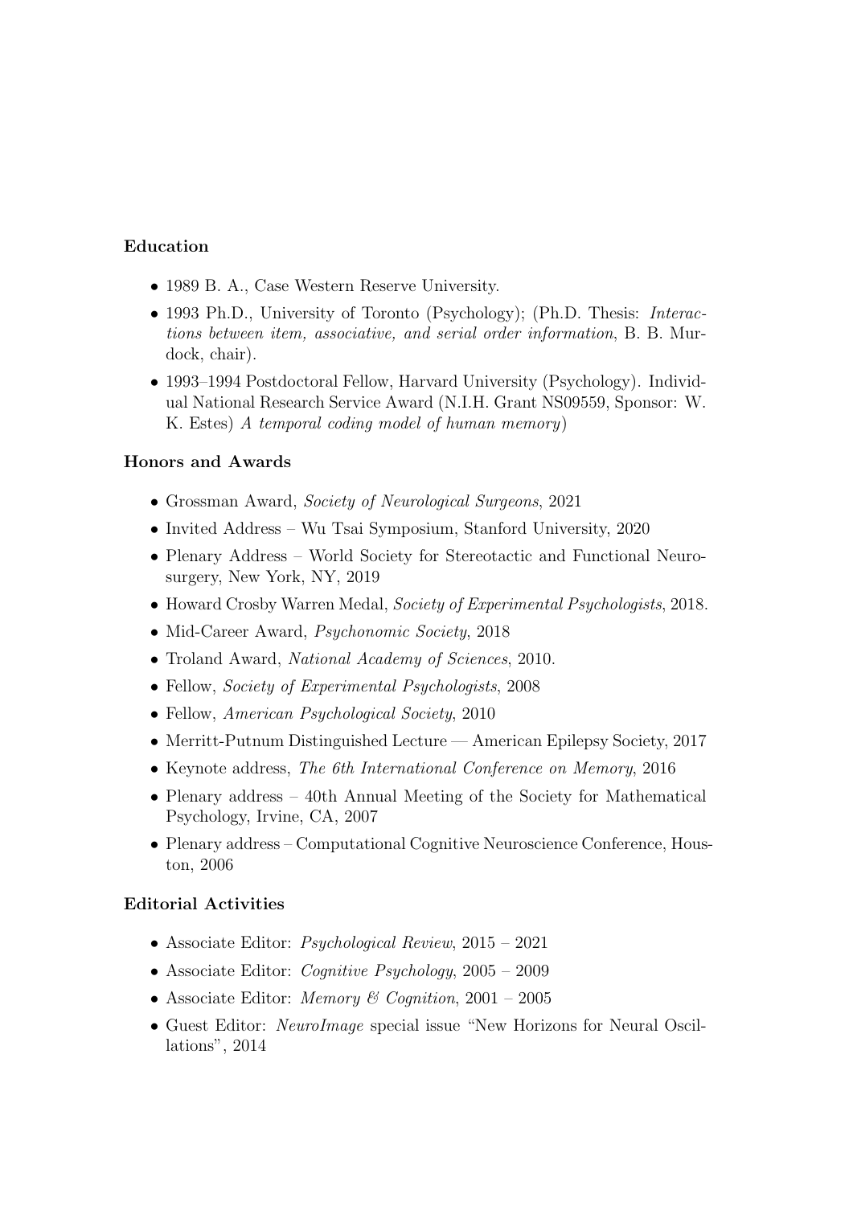## Education

- 1989 B. A., Case Western Reserve University.
- 1993 Ph.D., University of Toronto (Psychology); (Ph.D. Thesis: *Interactions between item, associative, and serial order information*, B. B. Murdock, chair).
- 1993–1994 Postdoctoral Fellow, Harvard University (Psychology). Individual National Research Service Award (N.I.H. Grant NS09559, Sponsor: W. K. Estes) *A temporal coding model of human memory*)

## Honors and Awards

- Grossman Award, *Society of Neurological Surgeons*, 2021
- Invited Address – Wu Tsai Symposium, Stanford University, 2020
- Plenary Address – World Society for Stereotactic and Functional Neurosurgery, New York, NY, 2019
- Howard Crosby Warren Medal, *Society of Experimental Psychologists*, 2018.
- Mid-Career Award, *Psychonomic Society*, 2018
- Troland Award, *National Academy of Sciences*, 2010.
- Fellow, *Society of Experimental Psychologists*, 2008
- Fellow, *American Psychological Society*, 2010
- Merritt-Putnum Distinguished Lecture — American Epilepsy Society, 2017
- Keynote address, *The 6th International Conference on Memory*, 2016
- Plenary address – 40th Annual Meeting of the Society for Mathematical Psychology, Irvine, CA, 2007
- Plenary address – Computational Cognitive Neuroscience Conference, Houston, 2006

## Editorial Activities

- Associate Editor: *Psychological Review*, 2015 – 2021
- Associate Editor: *Cognitive Psychology*, 2005 – 2009
- Associate Editor: *Memory & Cognition*, 2001 – 2005
- Guest Editor: *NeuroImage* special issue "New Horizons for Neural Oscillations", 2014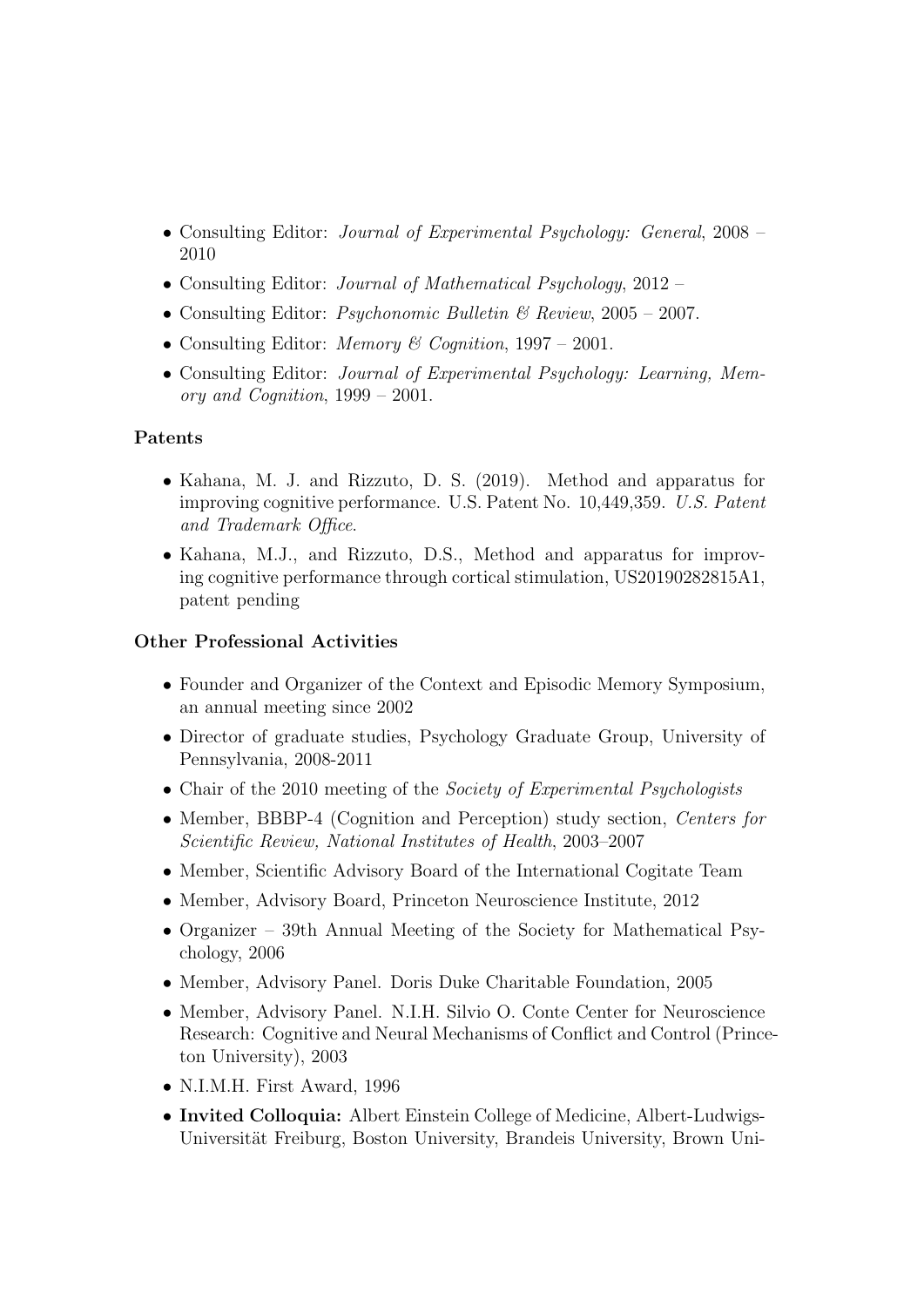- Consulting Editor: *Journal of Experimental Psychology: General*, 2008 – 2010
- Consulting Editor: *Journal of Mathematical Psychology*, 2012 –
- Consulting Editor: *Psychonomic Bulletin & Review*, 2005 – 2007.
- Consulting Editor: *Memory & Cognition*, 1997 – 2001.
- Consulting Editor: *Journal of Experimental Psychology: Learning, Memory and Cognition*, 1999 – 2001.

### Patents

- Kahana, M. J. and Rizzuto, D. S. (2019). Method and apparatus for improving cognitive performance. U.S. Patent No. 10,449,359. *U.S. Patent and Trademark Office*.
- Kahana, M.J., and Rizzuto, D.S., Method and apparatus for improving cognitive performance through cortical stimulation, US20190282815A1, patent pending

### Other Professional Activities

- Founder and Organizer of the Context and Episodic Memory Symposium, an annual meeting since 2002
- Director of graduate studies, Psychology Graduate Group, University of Pennsylvania, 2008-2011
- Chair of the 2010 meeting of the *Society of Experimental Psychologists*
- Member, BBBP-4 (Cognition and Perception) study section, *Centers for Scientific Review, National Institutes of Health*, 2003–2007
- Member, Scientific Advisory Board of the International Cogitate Team
- Member, Advisory Board, Princeton Neuroscience Institute, 2012
- Organizer – 39th Annual Meeting of the Society for Mathematical Psychology, 2006
- Member, Advisory Panel. Doris Duke Charitable Foundation, 2005
- Member, Advisory Panel. N.I.H. Silvio O. Conte Center for Neuroscience Research: Cognitive and Neural Mechanisms of Conflict and Control (Princeton University), 2003
- N.I.M.H. First Award, 1996
- **Invited Colloquia:** Albert Einstein College of Medicine, Albert-Ludwigs-Universität Freiburg, Boston University, Brandeis University, Brown Uni-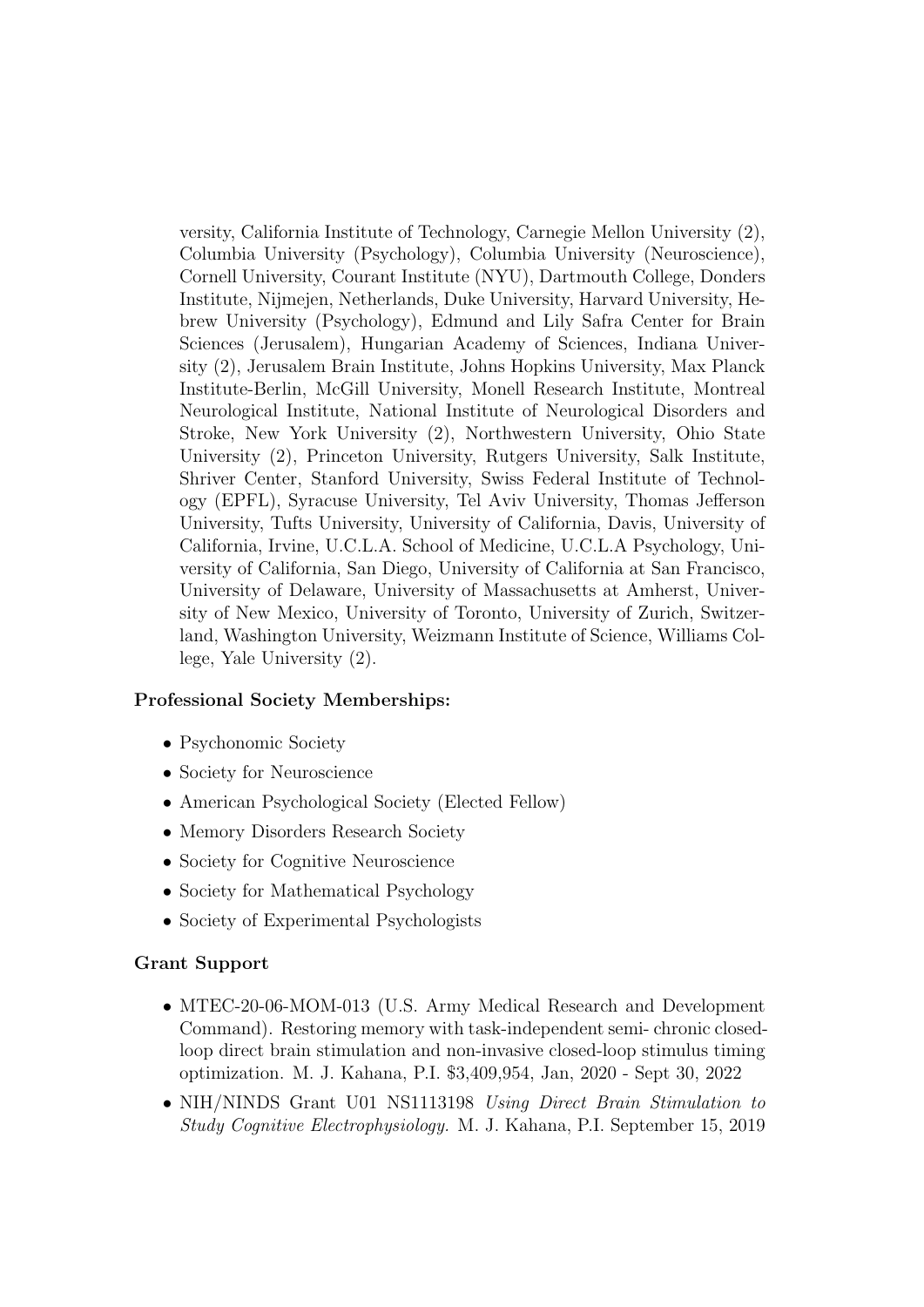versity, California Institute of Technology, Carnegie Mellon University (2), Columbia University (Psychology), Columbia University (Neuroscience), Cornell University, Courant Institute (NYU), Dartmouth College, Donders Institute, Nijmejen, Netherlands, Duke University, Harvard University, Hebrew University (Psychology), Edmund and Lily Safra Center for Brain Sciences (Jerusalem), Hungarian Academy of Sciences, Indiana University (2), Jerusalem Brain Institute, Johns Hopkins University, Max Planck Institute-Berlin, McGill University, Monell Research Institute, Montreal Neurological Institute, National Institute of Neurological Disorders and Stroke, New York University (2), Northwestern University, Ohio State University (2), Princeton University, Rutgers University, Salk Institute, Shriver Center, Stanford University, Swiss Federal Institute of Technology (EPFL), Syracuse University, Tel Aviv University, Thomas Jefferson University, Tufts University, University of California, Davis, University of California, Irvine, U.C.L.A. School of Medicine, U.C.L.A Psychology, University of California, San Diego, University of California at San Francisco, University of Delaware, University of Massachusetts at Amherst, University of New Mexico, University of Toronto, University of Zurich, Switzerland, Washington University, Weizmann Institute of Science, Williams College, Yale University (2).

**Professional Society Memberships:**

- Psychonomic Society
- Society for Neuroscience
- American Psychological Society (Elected Fellow)
- Memory Disorders Research Society
- Society for Cognitive Neuroscience
- Society for Mathematical Psychology
- Society of Experimental Psychologists

**Grant Support**

- MTEC-20-06-MOM-013 (U.S. Army Medical Research and Development Command). Restoring memory with task-independent semi- chronic closed-loop direct brain stimulation and non-invasive closed-loop stimulus timing optimization. M. J. Kahana, P.I. $3,409,954, Jan, 2020 - Sept 30, 2022
- NIH/NINDS Grant U01 NS1113198 *Using Direct Brain Stimulation to Study Cognitive Electrophysiology.* M. J. Kahana, P.I. September 15, 2019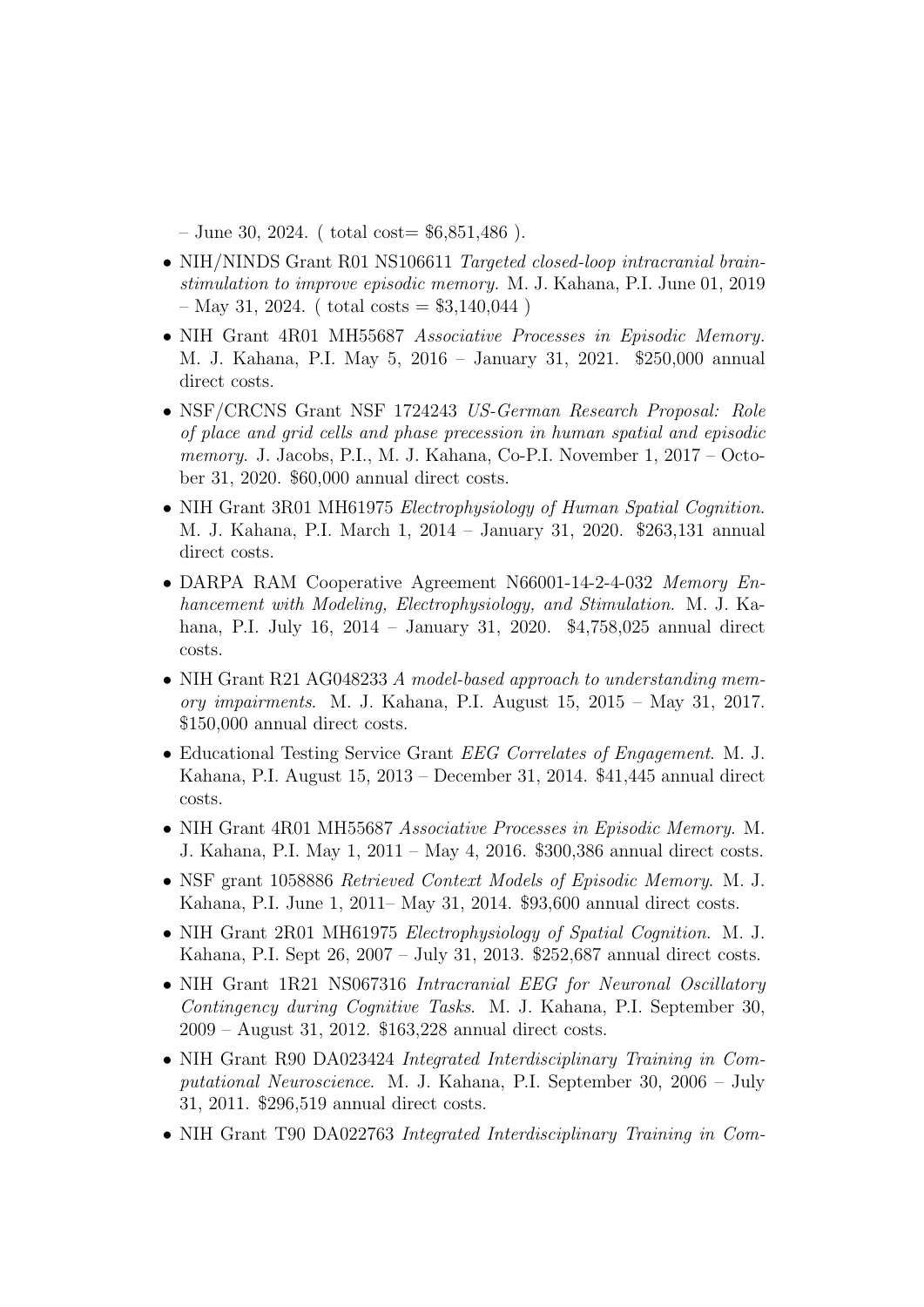– June 30, 2024. ( total cost= $6,851,486 ).

- NIH/NINDS Grant R01 NS106611 *Targeted closed-loop intracranial brain-stimulation to improve episodic memory.* M. J. Kahana, P.I. June 01, 2019 – May 31, 2024. ( total costs = $3,140,044 )
- NIH Grant 4R01 MH55687 *Associative Processes in Episodic Memory.* M. J. Kahana, P.I. May 5, 2016 – January 31, 2021. $250,000 annual direct costs.
- NSF/CRCNS Grant NSF 1724243 *US-German Research Proposal: Role of place and grid cells and phase precession in human spatial and episodic memory*. J. Jacobs, P.I., M. J. Kahana, Co-P.I. November 1, 2017 – October 31, 2020. $60,000 annual direct costs.
- NIH Grant 3R01 MH61975 *Electrophysiology of Human Spatial Cognition.* M. J. Kahana, P.I. March 1, 2014 – January 31, 2020. $263,131 annual direct costs.
- DARPA RAM Cooperative Agreement N66001-14-2-4-032 *Memory Enhancement with Modeling, Electrophysiology, and Stimulation*. M. J. Kahana, P.I. July 16, 2014 – January 31, 2020. $4,758,025 annual direct costs.
- NIH Grant R21 AG048233 *A model-based approach to understanding memory impairments*. M. J. Kahana, P.I. August 15, 2015 – May 31, 2017. $150,000 annual direct costs.
- Educational Testing Service Grant *EEG Correlates of Engagement*. M. J. Kahana, P.I. August 15, 2013 – December 31, 2014. $41,445 annual direct costs.
- NIH Grant 4R01 MH55687 *Associative Processes in Episodic Memory*. M. J. Kahana, P.I. May 1, 2011 – May 4, 2016. $300,386 annual direct costs.
- NSF grant 1058886 *Retrieved Context Models of Episodic Memory*. M. J. Kahana, P.I. June 1, 2011– May 31, 2014. $93,600 annual direct costs.
- NIH Grant 2R01 MH61975 *Electrophysiology of Spatial Cognition*. M. J. Kahana, P.I. Sept 26, 2007 – July 31, 2013. $252,687 annual direct costs.
- NIH Grant 1R21 NS067316 *Intracranial EEG for Neuronal Oscillatory Contingency during Cognitive Tasks*. M. J. Kahana, P.I. September 30, 2009 – August 31, 2012. $163,228 annual direct costs.
- NIH Grant R90 DA023424 *Integrated Interdisciplinary Training in Computational Neuroscience*. M. J. Kahana, P.I. September 30, 2006 – July 31, 2011. $296,519 annual direct costs.
- NIH Grant T90 DA022763 *Integrated Interdisciplinary Training in Com-*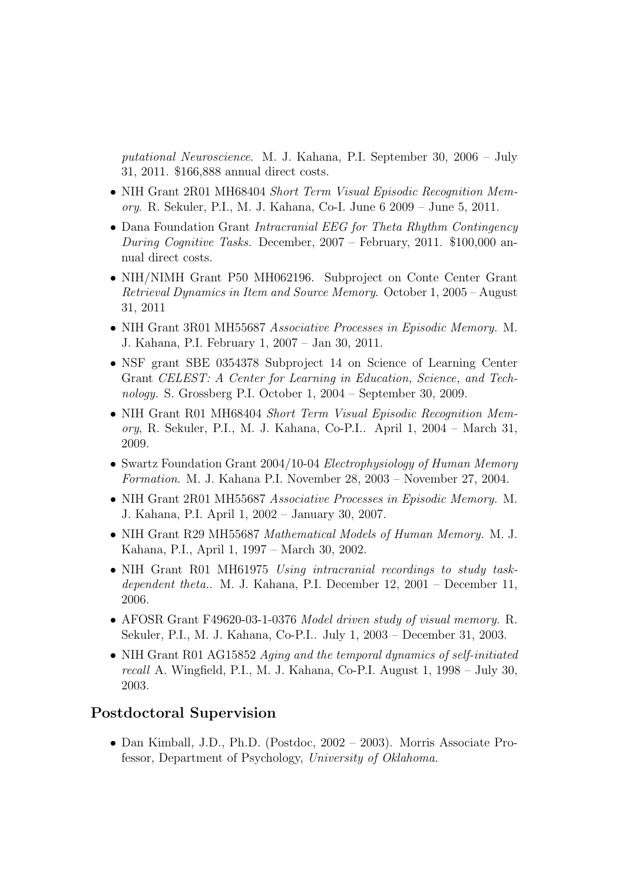*putational Neuroscience*. M. J. Kahana, P.I. September 30, 2006 – July 31, 2011. $166,888 annual direct costs.

- NIH Grant 2R01 MH68404 *Short Term Visual Episodic Recognition Memory*. R. Sekuler, P.I., M. J. Kahana, Co-I. June 6 2009 – June 5, 2011.
- Dana Foundation Grant *Intracranial EEG for Theta Rhythm Contingency During Cognitive Tasks*. December, 2007 – February, 2011. $100,000 annual direct costs.
- NIH/NIMH Grant P50 MH062196. Subproject on Conte Center Grant *Retrieval Dynamics in Item and Source Memory.* October 1, 2005 – August 31, 2011
- NIH Grant 3R01 MH55687 *Associative Processes in Episodic Memory.* M. J. Kahana, P.I. February 1, 2007 – Jan 30, 2011.
- NSF grant SBE 0354378 Subproject 14 on Science of Learning Center Grant *CELEST: A Center for Learning in Education, Science, and Technology.* S. Grossberg P.I. October 1, 2004 – September 30, 2009.
- NIH Grant R01 MH68404 *Short Term Visual Episodic Recognition Memory*, R. Sekuler, P.I., M. J. Kahana, Co-P.I.. April 1, 2004 – March 31, 2009.
- Swartz Foundation Grant 2004/10-04 *Electrophysiology of Human Memory Formation*. M. J. Kahana P.I. November 28, 2003 – November 27, 2004.
- NIH Grant 2R01 MH55687 *Associative Processes in Episodic Memory.* M. J. Kahana, P.I. April 1, 2002 – January 30, 2007.
- NIH Grant R29 MH55687 *Mathematical Models of Human Memory.* M. J. Kahana, P.I., April 1, 1997 – March 30, 2002.
- NIH Grant R01 MH61975 *Using intracranial recordings to study task-dependent theta.*. M. J. Kahana, P.I. December 12, 2001 – December 11, 2006.
- AFOSR Grant F49620-03-1-0376 *Model driven study of visual memory*. R. Sekuler, P.I., M. J. Kahana, Co-P.I.. July 1, 2003 – December 31, 2003.
- NIH Grant R01 AG15852 *Aging and the temporal dynamics of self-initiated recall* A. Wingfield, P.I., M. J. Kahana, Co-P.I. August 1, 1998 – July 30, 2003.

## Postdoctoral Supervision

- Dan Kimball, J.D., Ph.D. (Postdoc, 2002 – 2003). Morris Associate Professor, Department of Psychology, *University of Oklahoma*.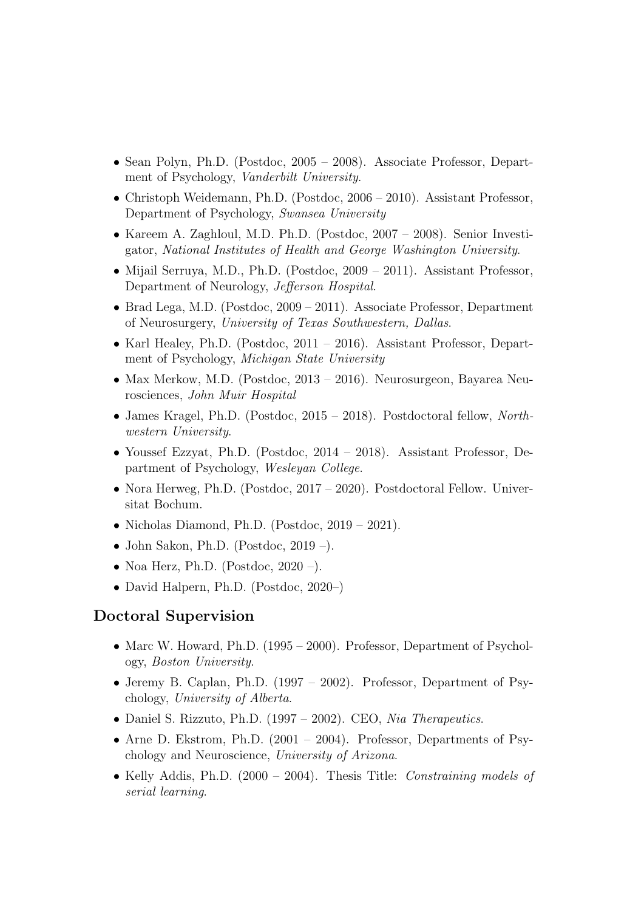- Sean Polyn, Ph.D. (Postdoc, 2005 – 2008). Associate Professor, Department of Psychology, *Vanderbilt University*.
- Christoph Weidemann, Ph.D. (Postdoc, 2006 – 2010). Assistant Professor, Department of Psychology, *Swansea University*
- Kareem A. Zaghloul, M.D. Ph.D. (Postdoc, 2007 – 2008). Senior Investigator, *National Institutes of Health and George Washington University*.
- Mijail Serruya, M.D., Ph.D. (Postdoc, 2009 – 2011). Assistant Professor, Department of Neurology, *Jefferson Hospital*.
- Brad Lega, M.D. (Postdoc, 2009 – 2011). Associate Professor, Department of Neurosurgery, *University of Texas Southwestern, Dallas*.
- Karl Healey, Ph.D. (Postdoc, 2011 – 2016). Assistant Professor, Department of Psychology, *Michigan State University*
- Max Merkow, M.D. (Postdoc, 2013 – 2016). Neurosurgeon, Bayarea Neurosciences, *John Muir Hospital*
- James Kragel, Ph.D. (Postdoc, 2015 – 2018). Postdoctoral fellow, *Northwestern University*.
- Youssef Ezzyat, Ph.D. (Postdoc, 2014 – 2018). Assistant Professor, Department of Psychology, *Wesleyan College*.
- Nora Herweg, Ph.D. (Postdoc, 2017 – 2020). Postdoctoral Fellow. Universitat Bochum.
- Nicholas Diamond, Ph.D. (Postdoc, 2019 – 2021).
- John Sakon, Ph.D. (Postdoc, 2019 –).
- Noa Herz, Ph.D. (Postdoc, 2020 –).
- David Halpern, Ph.D. (Postdoc, 2020–)

## Doctoral Supervision

- Marc W. Howard, Ph.D. (1995 – 2000). Professor, Department of Psychology, *Boston University*.
- Jeremy B. Caplan, Ph.D. (1997 – 2002). Professor, Department of Psychology, *University of Alberta*.
- Daniel S. Rizzuto, Ph.D. (1997 – 2002). CEO, *Nia Therapeutics*.
- Arne D. Ekstrom, Ph.D. (2001 – 2004). Professor, Departments of Psychology and Neuroscience, *University of Arizona*.
- Kelly Addis, Ph.D. (2000 – 2004). Thesis Title: *Constraining models of serial learning*.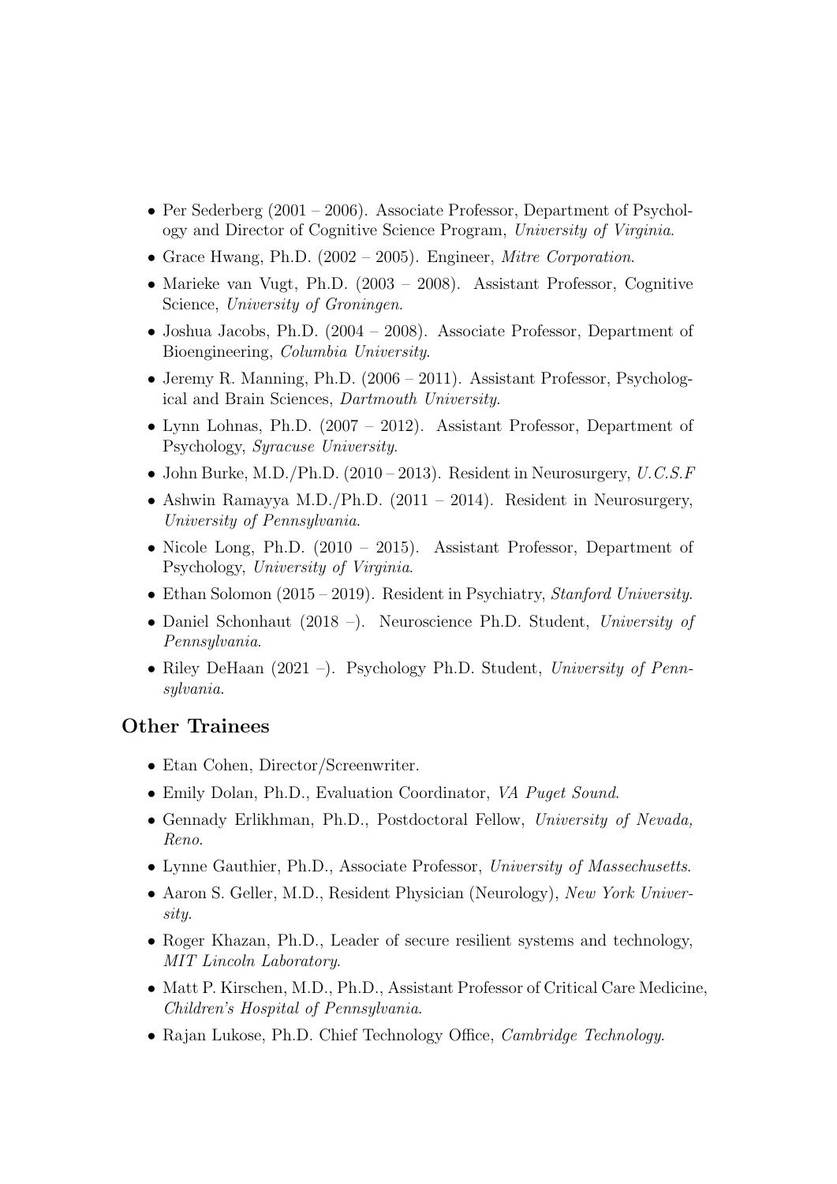- Per Sederberg (2001 – 2006). Associate Professor, Department of Psychology and Director of Cognitive Science Program, *University of Virginia*.
- Grace Hwang, Ph.D. (2002 – 2005). Engineer, *Mitre Corporation*.
- Marieke van Vugt, Ph.D. (2003 – 2008). Assistant Professor, Cognitive Science, *University of Groningen*.
- Joshua Jacobs, Ph.D. (2004 – 2008). Associate Professor, Department of Bioengineering, *Columbia University*.
- Jeremy R. Manning, Ph.D. (2006 – 2011). Assistant Professor, Psychological and Brain Sciences, *Dartmouth University*.
- Lynn Lohnas, Ph.D. (2007 – 2012). Assistant Professor, Department of Psychology, *Syracuse University*.
- John Burke, M.D./Ph.D. (2010 – 2013). Resident in Neurosurgery, *U.C.S.F*
- Ashwin Ramayya M.D./Ph.D. (2011 – 2014). Resident in Neurosurgery, *University of Pennsylvania*.
- Nicole Long, Ph.D. (2010 – 2015). Assistant Professor, Department of Psychology, *University of Virginia*.
- Ethan Solomon (2015 – 2019). Resident in Psychiatry, *Stanford University*.
- Daniel Schonhaut (2018 –). Neuroscience Ph.D. Student, *University of Pennsylvania*.
- Riley DeHaan (2021 –). Psychology Ph.D. Student, *University of Pennsylvania*.

## Other Trainees

- Etan Cohen, Director/Screenwriter.
- Emily Dolan, Ph.D., Evaluation Coordinator, *VA Puget Sound*.
- Gennady Erlikhman, Ph.D., Postdoctoral Fellow, *University of Nevada, Reno*.
- Lynne Gauthier, Ph.D., Associate Professor, *University of Massechusetts*.
- Aaron S. Geller, M.D., Resident Physician (Neurology), *New York University*.
- Roger Khazan, Ph.D., Leader of secure resilient systems and technology, *MIT Lincoln Laboratory*.
- Matt P. Kirschen, M.D., Ph.D., Assistant Professor of Critical Care Medicine, *Children's Hospital of Pennsylvania*.
- Rajan Lukose, Ph.D. Chief Technology Office, *Cambridge Technology*.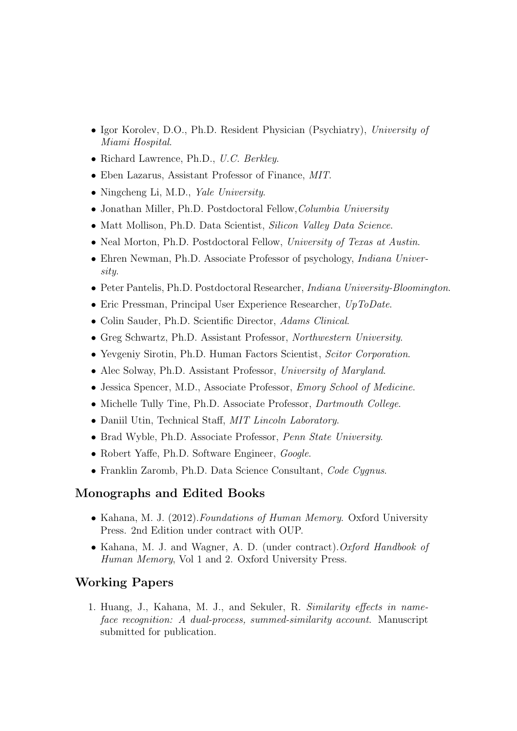- Igor Korolev, D.O., Ph.D. Resident Physician (Psychiatry), *University of Miami Hospital*.
- Richard Lawrence, Ph.D., *U.C. Berkley*.
- Eben Lazarus, Assistant Professor of Finance, *MIT*.
- Ningcheng Li, M.D., *Yale University*.
- Jonathan Miller, Ph.D. Postdoctoral Fellow,*Columbia University*
- Matt Mollison, Ph.D. Data Scientist, *Silicon Valley Data Science*.
- Neal Morton, Ph.D. Postdoctoral Fellow, *University of Texas at Austin*.
- Ehren Newman, Ph.D. Associate Professor of psychology, *Indiana University*.
- Peter Pantelis, Ph.D. Postdoctoral Researcher, *Indiana University-Bloomington*.
- Eric Pressman, Principal User Experience Researcher, *UpToDate*.
- Colin Sauder, Ph.D. Scientific Director, *Adams Clinical*.
- Greg Schwartz, Ph.D. Assistant Professor, *Northwestern University*.
- Yevgeniy Sirotin, Ph.D. Human Factors Scientist, *Scitor Corporation*.
- Alec Solway, Ph.D. Assistant Professor, *University of Maryland*.
- Jessica Spencer, M.D., Associate Professor, *Emory School of Medicine*.
- Michelle Tully Tine, Ph.D. Associate Professor, *Dartmouth College*.
- Daniil Utin, Technical Staff, *MIT Lincoln Laboratory*.
- Brad Wyble, Ph.D. Associate Professor, *Penn State University*.
- Robert Yaffe, Ph.D. Software Engineer, *Google*.
- Franklin Zaromb, Ph.D. Data Science Consultant, *Code Cygnus*.

## Monographs and Edited Books

- Kahana, M. J. (2012).*Foundations of Human Memory*. Oxford University Press. 2nd Edition under contract with OUP.
- Kahana, M. J. and Wagner, A. D. (under contract).*Oxford Handbook of Human Memory*, Vol 1 and 2. Oxford University Press.

## Working Papers

1. Huang, J., Kahana, M. J., and Sekuler, R. *Similarity effects in name-face recognition: A dual-process, summed-similarity account*. Manuscript submitted for publication.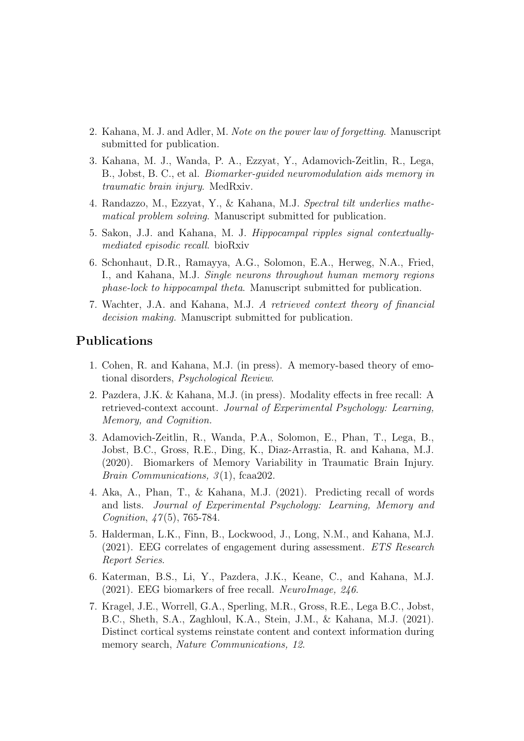2. Kahana, M. J. and Adler, M. *Note on the power law of forgetting*. Manuscript submitted for publication.
3. Kahana, M. J., Wanda, P. A., Ezzyat, Y., Adamovich-Zeitlin, R., Lega, B., Jobst, B. C., et al. *Biomarker-guided neuromodulation aids memory in traumatic brain injury*. MedRxiv.
4. Randazzo, M., Ezzyat, Y., & Kahana, M.J. *Spectral tilt underlies mathematical problem solving*. Manuscript submitted for publication.
5. Sakon, J.J. and Kahana, M. J. *Hippocampal ripples signal contextually-mediated episodic recall*. bioRxiv
6. Schonhaut, D.R., Ramayya, A.G., Solomon, E.A., Herweg, N.A., Fried, I., and Kahana, M.J. *Single neurons throughout human memory regions phase-lock to hippocampal theta*. Manuscript submitted for publication.
7. Wachter, J.A. and Kahana, M.J. *A retrieved context theory of financial decision making.* Manuscript submitted for publication.

## Publications

1. Cohen, R. and Kahana, M.J. (in press). A memory-based theory of emotional disorders, *Psychological Review*.
2. Pazdera, J.K. & Kahana, M.J. (in press). Modality effects in free recall: A retrieved-context account. *Journal of Experimental Psychology: Learning, Memory, and Cognition*.
3. Adamovich-Zeitlin, R., Wanda, P.A., Solomon, E., Phan, T., Lega, B., Jobst, B.C., Gross, R.E., Ding, K., Diaz-Arrastia, R. and Kahana, M.J. (2020). Biomarkers of Memory Variability in Traumatic Brain Injury. *Brain Communications, 3*(1), fcaa202.
4. Aka, A., Phan, T., & Kahana, M.J. (2021). Predicting recall of words and lists. *Journal of Experimental Psychology: Learning, Memory and Cognition*, *47*(5), 765-784.
5. Halderman, L.K., Finn, B., Lockwood, J., Long, N.M., and Kahana, M.J. (2021). EEG correlates of engagement during assessment. *ETS Research Report Series*.
6. Katerman, B.S., Li, Y., Pazdera, J.K., Keane, C., and Kahana, M.J. (2021). EEG biomarkers of free recall. *NeuroImage, 246*.
7. Kragel, J.E., Worrell, G.A., Sperling, M.R., Gross, R.E., Lega B.C., Jobst, B.C., Sheth, S.A., Zaghloul, K.A., Stein, J.M., & Kahana, M.J. (2021). Distinct cortical systems reinstate content and context information during memory search, *Nature Communications, 12*.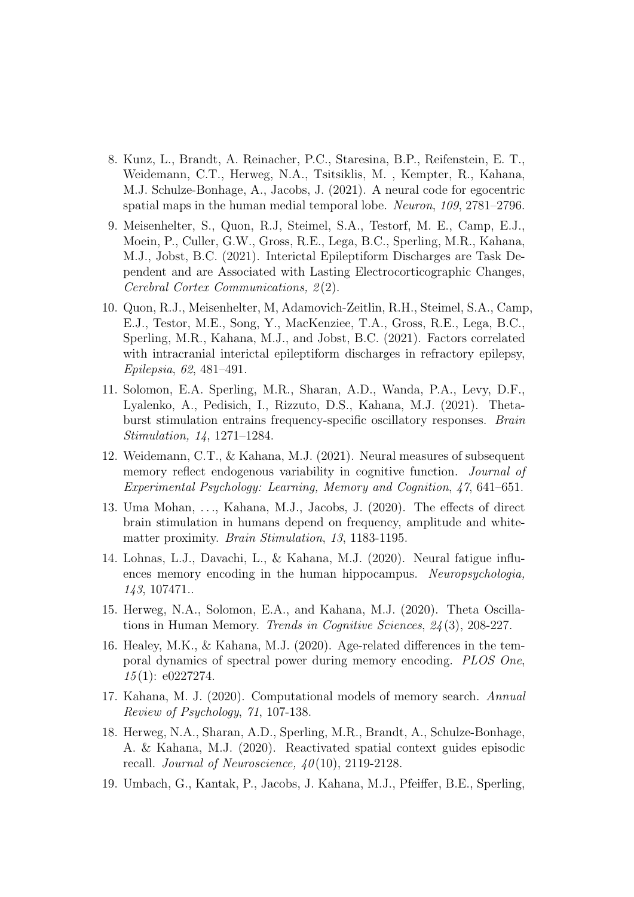8. Kunz, L., Brandt, A. Reinacher, P.C., Staresina, B.P., Reifenstein, E. T., Weidemann, C.T., Herweg, N.A., Tsitsiklis, M. , Kempter, R., Kahana, M.J. Schulze-Bonhage, A., Jacobs, J. (2021). A neural code for egocentric spatial maps in the human medial temporal lobe. *Neuron*, *109*, 2781–2796.
9. Meisenhelter, S., Quon, R.J, Steimel, S.A., Testorf, M. E., Camp, E.J., Moein, P., Culler, G.W., Gross, R.E., Lega, B.C., Sperling, M.R., Kahana, M.J., Jobst, B.C. (2021). Interictal Epileptiform Discharges are Task Dependent and are Associated with Lasting Electrocorticographic Changes, *Cerebral Cortex Communications, 2*(2).
10. Quon, R.J., Meisenhelter, M, Adamovich-Zeitlin, R.H., Steimel, S.A., Camp, E.J., Testor, M.E., Song, Y., MacKenziee, T.A., Gross, R.E., Lega, B.C., Sperling, M.R., Kahana, M.J., and Jobst, B.C. (2021). Factors correlated with intracranial interictal epileptiform discharges in refractory epilepsy, *Epilepsia*, *62*, 481–491.
11. Solomon, E.A. Sperling, M.R., Sharan, A.D., Wanda, P.A., Levy, D.F., Lyalenko, A., Pedisich, I., Rizzuto, D.S., Kahana, M.J. (2021). Theta-burst stimulation entrains frequency-specific oscillatory responses. *Brain Stimulation, 14*, 1271–1284.
12. Weidemann, C.T., & Kahana, M.J. (2021). Neural measures of subsequent memory reflect endogenous variability in cognitive function. *Journal of Experimental Psychology: Learning, Memory and Cognition*, *47*, 641–651.
13. Uma Mohan, . . ., Kahana, M.J., Jacobs, J. (2020). The effects of direct brain stimulation in humans depend on frequency, amplitude and white-matter proximity. *Brain Stimulation*, *13*, 1183-1195.
14. Lohnas, L.J., Davachi, L., & Kahana, M.J. (2020). Neural fatigue influences memory encoding in the human hippocampus. *Neuropsychologia, 143*, 107471..
15. Herweg, N.A., Solomon, E.A., and Kahana, M.J. (2020). Theta Oscillations in Human Memory. *Trends in Cognitive Sciences*, *24*(3), 208-227.
16. Healey, M.K., & Kahana, M.J. (2020). Age-related differences in the temporal dynamics of spectral power during memory encoding. *PLOS One*, *15*(1): e0227274.
17. Kahana, M. J. (2020). Computational models of memory search. *Annual Review of Psychology*, *71*, 107-138.
18. Herweg, N.A., Sharan, A.D., Sperling, M.R., Brandt, A., Schulze-Bonhage, A. & Kahana, M.J. (2020). Reactivated spatial context guides episodic recall. *Journal of Neuroscience, 40*(10), 2119-2128.
19. Umbach, G., Kantak, P., Jacobs, J. Kahana, M.J., Pfeiffer, B.E., Sperling,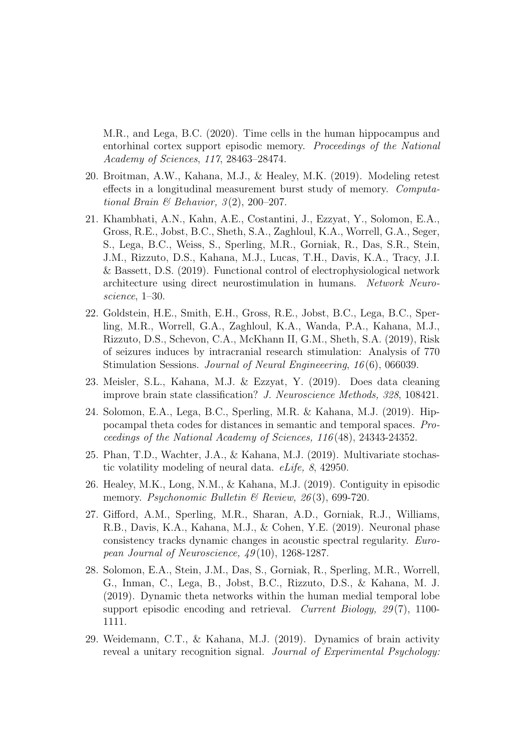M.R., and Lega, B.C. (2020). Time cells in the human hippocampus and entorhinal cortex support episodic memory. *Proceedings of the National Academy of Sciences*, *117*, 28463–28474.

20. Broitman, A.W., Kahana, M.J., & Healey, M.K. (2019). Modeling retest effects in a longitudinal measurement burst study of memory. *Computational Brain & Behavior, 3*(2), 200–207.

21. Khambhati, A.N., Kahn, A.E., Costantini, J., Ezzyat, Y., Solomon, E.A., Gross, R.E., Jobst, B.C., Sheth, S.A., Zaghloul, K.A., Worrell, G.A., Seger, S., Lega, B.C., Weiss, S., Sperling, M.R., Gorniak, R., Das, S.R., Stein, J.M., Rizzuto, D.S., Kahana, M.J., Lucas, T.H., Davis, K.A., Tracy, J.I. & Bassett, D.S. (2019). Functional control of electrophysiological network architecture using direct neurostimulation in humans. *Network Neuroscience*, 1–30.

22. Goldstein, H.E., Smith, E.H., Gross, R.E., Jobst, B.C., Lega, B.C., Sperling, M.R., Worrell, G.A., Zaghloul, K.A., Wanda, P.A., Kahana, M.J., Rizzuto, D.S., Schevon, C.A., McKhann II, G.M., Sheth, S.A. (2019), Risk of seizures induces by intracranial research stimulation: Analysis of 770 Stimulation Sessions. *Journal of Neural Engineeering*, *16*(6), 066039.

23. Meisler, S.L., Kahana, M.J. & Ezzyat, Y. (2019). Does data cleaning improve brain state classification? *J. Neuroscience Methods, 328*, 108421.

24. Solomon, E.A., Lega, B.C., Sperling, M.R. & Kahana, M.J. (2019). Hippocampal theta codes for distances in semantic and temporal spaces. *Proceedings of the National Academy of Sciences, 116*(48), 24343-24352.

25. Phan, T.D., Wachter, J.A., & Kahana, M.J. (2019). Multivariate stochastic volatility modeling of neural data. *eLife, 8*, 42950.

26. Healey, M.K., Long, N.M., & Kahana, M.J. (2019). Contiguity in episodic memory. *Psychonomic Bulletin & Review, 26*(3), 699-720.

27. Gifford, A.M., Sperling, M.R., Sharan, A.D., Gorniak, R.J., Williams, R.B., Davis, K.A., Kahana, M.J., & Cohen, Y.E. (2019). Neuronal phase consistency tracks dynamic changes in acoustic spectral regularity. *European Journal of Neuroscience, 49*(10), 1268-1287.

28. Solomon, E.A., Stein, J.M., Das, S., Gorniak, R., Sperling, M.R., Worrell, G., Inman, C., Lega, B., Jobst, B.C., Rizzuto, D.S., & Kahana, M. J. (2019). Dynamic theta networks within the human medial temporal lobe support episodic encoding and retrieval. *Current Biology, 29*(7), 1100-1111.

29. Weidemann, C.T., & Kahana, M.J. (2019). Dynamics of brain activity reveal a unitary recognition signal. *Journal of Experimental Psychology:*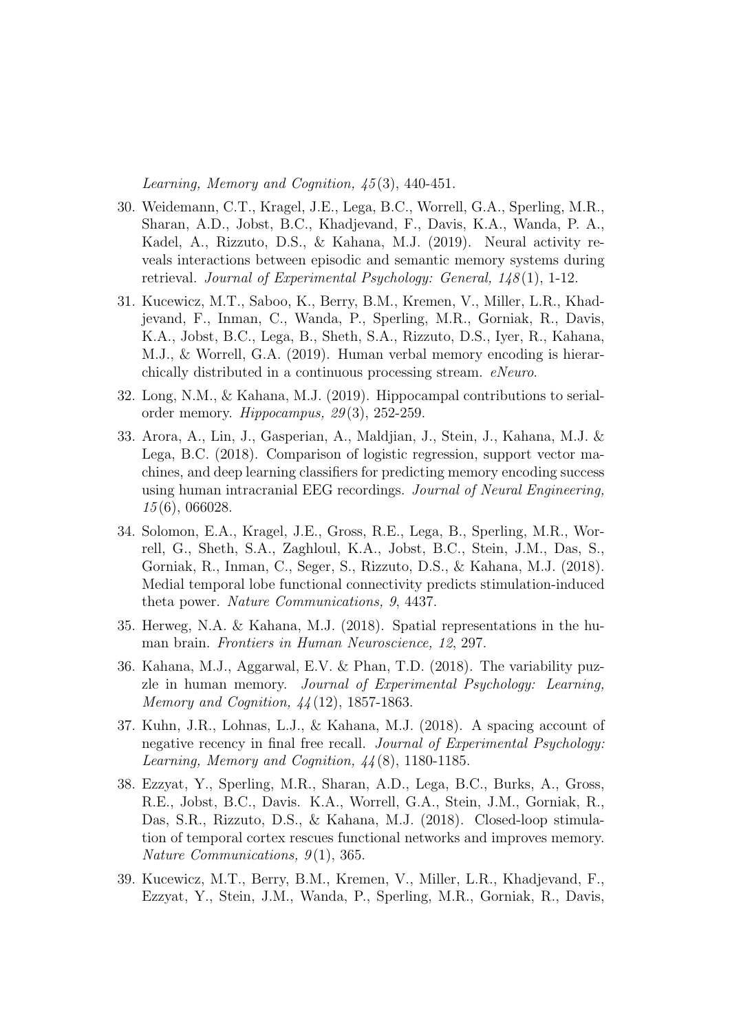*Learning, Memory and Cognition, 45*(3), 440-451.

30. Weidemann, C.T., Kragel, J.E., Lega, B.C., Worrell, G.A., Sperling, M.R., Sharan, A.D., Jobst, B.C., Khadjevand, F., Davis, K.A., Wanda, P. A., Kadel, A., Rizzuto, D.S., & Kahana, M.J. (2019). Neural activity reveals interactions between episodic and semantic memory systems during retrieval. *Journal of Experimental Psychology: General, 148*(1), 1-12.

31. Kucewicz, M.T., Saboo, K., Berry, B.M., Kremen, V., Miller, L.R., Khadjevand, F., Inman, C., Wanda, P., Sperling, M.R., Gorniak, R., Davis, K.A., Jobst, B.C., Lega, B., Sheth, S.A., Rizzuto, D.S., Iyer, R., Kahana, M.J., & Worrell, G.A. (2019). Human verbal memory encoding is hierarchically distributed in a continuous processing stream. *eNeuro*.

32. Long, N.M., & Kahana, M.J. (2019). Hippocampal contributions to serial-order memory. *Hippocampus, 29*(3), 252-259.

33. Arora, A., Lin, J., Gasperian, A., Maldjian, J., Stein, J., Kahana, M.J. & Lega, B.C. (2018). Comparison of logistic regression, support vector machines, and deep learning classifiers for predicting memory encoding success using human intracranial EEG recordings. *Journal of Neural Engineering, 15*(6), 066028.

34. Solomon, E.A., Kragel, J.E., Gross, R.E., Lega, B., Sperling, M.R., Worrell, G., Sheth, S.A., Zaghloul, K.A., Jobst, B.C., Stein, J.M., Das, S., Gorniak, R., Inman, C., Seger, S., Rizzuto, D.S., & Kahana, M.J. (2018). Medial temporal lobe functional connectivity predicts stimulation-induced theta power. *Nature Communications, 9*, 4437.

35. Herweg, N.A. & Kahana, M.J. (2018). Spatial representations in the human brain. *Frontiers in Human Neuroscience, 12*, 297.

36. Kahana, M.J., Aggarwal, E.V. & Phan, T.D. (2018). The variability puzzle in human memory. *Journal of Experimental Psychology: Learning, Memory and Cognition, 44*(12), 1857-1863.

37. Kuhn, J.R., Lohnas, L.J., & Kahana, M.J. (2018). A spacing account of negative recency in final free recall. *Journal of Experimental Psychology: Learning, Memory and Cognition, 44*(8), 1180-1185.

38. Ezzyat, Y., Sperling, M.R., Sharan, A.D., Lega, B.C., Burks, A., Gross, R.E., Jobst, B.C., Davis. K.A., Worrell, G.A., Stein, J.M., Gorniak, R., Das, S.R., Rizzuto, D.S., & Kahana, M.J. (2018). Closed-loop stimulation of temporal cortex rescues functional networks and improves memory. *Nature Communications, 9*(1), 365.

39. Kucewicz, M.T., Berry, B.M., Kremen, V., Miller, L.R., Khadjevand, F., Ezzyat, Y., Stein, J.M., Wanda, P., Sperling, M.R., Gorniak, R., Davis,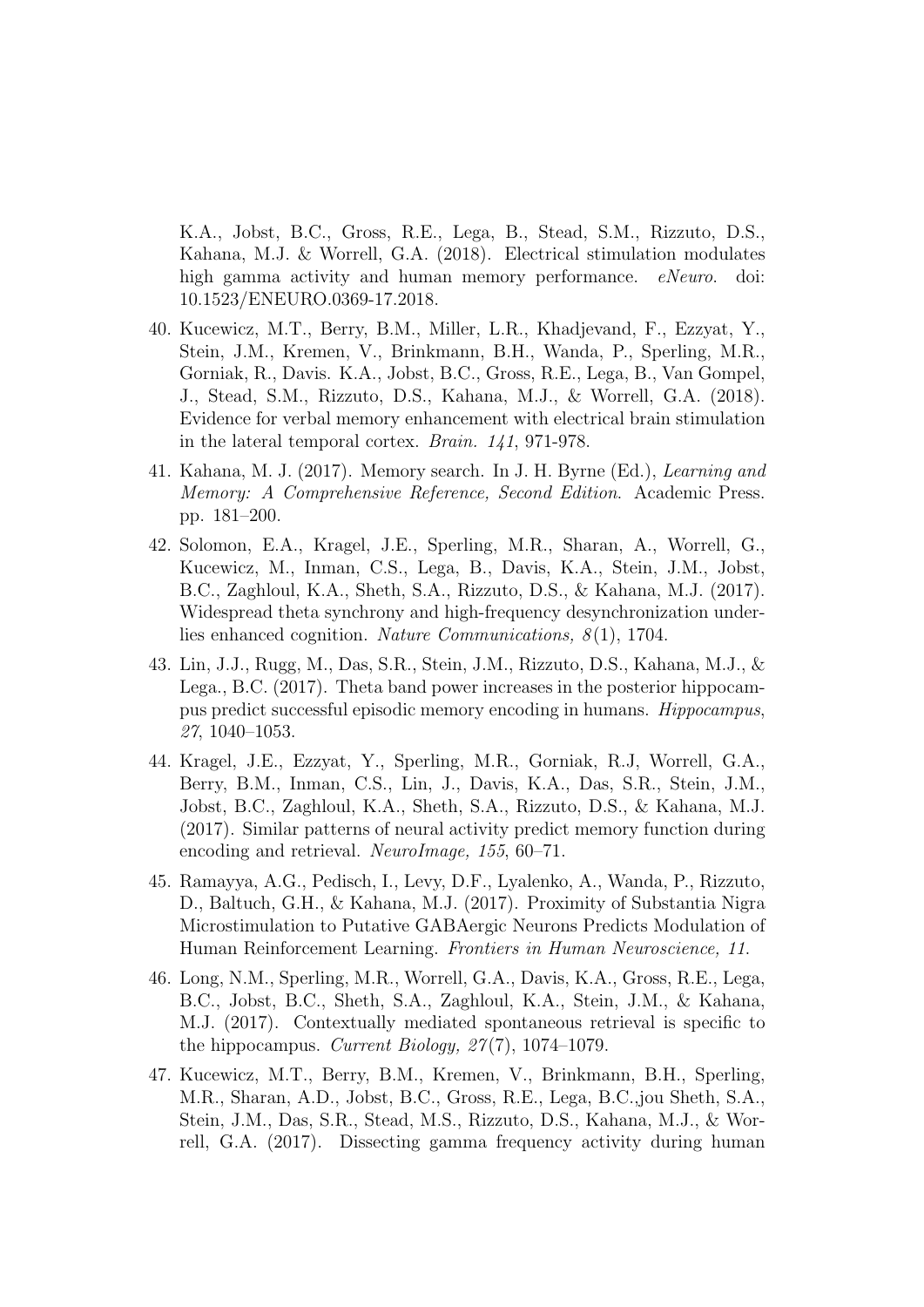K.A., Jobst, B.C., Gross, R.E., Lega, B., Stead, S.M., Rizzuto, D.S., Kahana, M.J. & Worrell, G.A. (2018). Electrical stimulation modulates high gamma activity and human memory performance. *eNeuro.* doi: 10.1523/ENEURO.0369-17.2018.

40. Kucewicz, M.T., Berry, B.M., Miller, L.R., Khadjevand, F., Ezzyat, Y., Stein, J.M., Kremen, V., Brinkmann, B.H., Wanda, P., Sperling, M.R., Gorniak, R., Davis. K.A., Jobst, B.C., Gross, R.E., Lega, B., Van Gompel, J., Stead, S.M., Rizzuto, D.S., Kahana, M.J., & Worrell, G.A. (2018). Evidence for verbal memory enhancement with electrical brain stimulation in the lateral temporal cortex. *Brain. 141*, 971-978.

41. Kahana, M. J. (2017). Memory search. In J. H. Byrne (Ed.), *Learning and Memory: A Comprehensive Reference, Second Edition.* Academic Press. pp. 181–200.

42. Solomon, E.A., Kragel, J.E., Sperling, M.R., Sharan, A., Worrell, G., Kucewicz, M., Inman, C.S., Lega, B., Davis, K.A., Stein, J.M., Jobst, B.C., Zaghloul, K.A., Sheth, S.A., Rizzuto, D.S., & Kahana, M.J. (2017). Widespread theta synchrony and high-frequency desynchronization underlies enhanced cognition. *Nature Communications, 8*(1), 1704.

43. Lin, J.J., Rugg, M., Das, S.R., Stein, J.M., Rizzuto, D.S., Kahana, M.J., & Lega., B.C. (2017). Theta band power increases in the posterior hippocampus predict successful episodic memory encoding in humans. *Hippocampus, 27*, 1040–1053.

44. Kragel, J.E., Ezzyat, Y., Sperling, M.R., Gorniak, R.J, Worrell, G.A., Berry, B.M., Inman, C.S., Lin, J., Davis, K.A., Das, S.R., Stein, J.M., Jobst, B.C., Zaghloul, K.A., Sheth, S.A., Rizzuto, D.S., & Kahana, M.J. (2017). Similar patterns of neural activity predict memory function during encoding and retrieval. *NeuroImage, 155*, 60–71.

45. Ramayya, A.G., Pedisch, I., Levy, D.F., Lyalenko, A., Wanda, P., Rizzuto, D., Baltuch, G.H., & Kahana, M.J. (2017). Proximity of Substantia Nigra Microstimulation to Putative GABAergic Neurons Predicts Modulation of Human Reinforcement Learning. *Frontiers in Human Neuroscience, 11.*

46. Long, N.M., Sperling, M.R., Worrell, G.A., Davis, K.A., Gross, R.E., Lega, B.C., Jobst, B.C., Sheth, S.A., Zaghloul, K.A., Stein, J.M., & Kahana, M.J. (2017). Contextually mediated spontaneous retrieval is specific to the hippocampus. *Current Biology, 27*(7), 1074–1079.

47. Kucewicz, M.T., Berry, B.M., Kremen, V., Brinkmann, B.H., Sperling, M.R., Sharan, A.D., Jobst, B.C., Gross, R.E., Lega, B.C.,jou Sheth, S.A., Stein, J.M., Das, S.R., Stead, M.S., Rizzuto, D.S., Kahana, M.J., & Worrell, G.A. (2017). Dissecting gamma frequency activity during human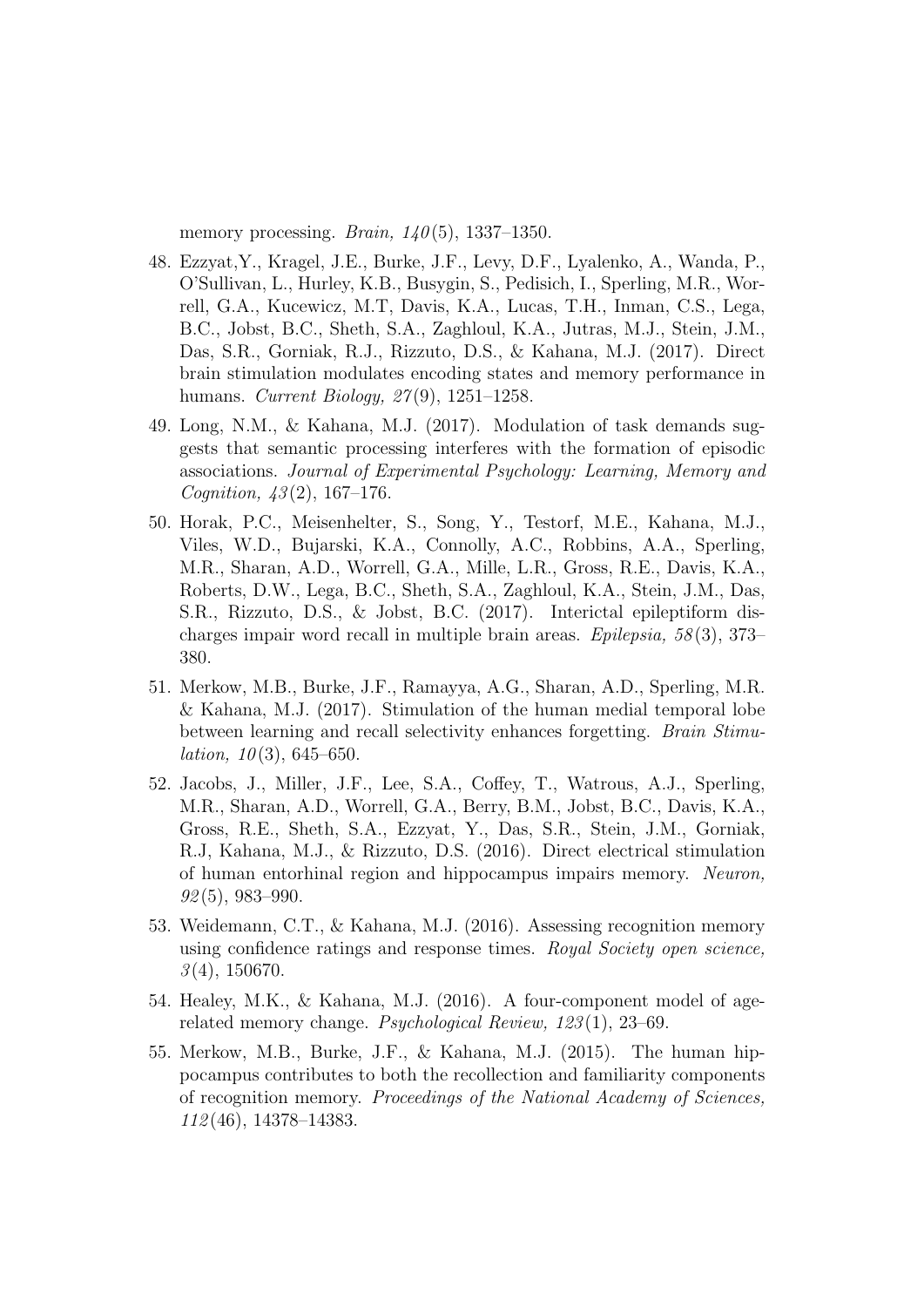memory processing. *Brain, 140*(5), 1337–1350.

48. Ezzyat,Y., Kragel, J.E., Burke, J.F., Levy, D.F., Lyalenko, A., Wanda, P., O'Sullivan, L., Hurley, K.B., Busygin, S., Pedisich, I., Sperling, M.R., Worrell, G.A., Kucewicz, M.T, Davis, K.A., Lucas, T.H., Inman, C.S., Lega, B.C., Jobst, B.C., Sheth, S.A., Zaghloul, K.A., Jutras, M.J., Stein, J.M., Das, S.R., Gorniak, R.J., Rizzuto, D.S., & Kahana, M.J. (2017). Direct brain stimulation modulates encoding states and memory performance in humans. *Current Biology, 27*(9), 1251–1258.

49. Long, N.M., & Kahana, M.J. (2017). Modulation of task demands suggests that semantic processing interferes with the formation of episodic associations. *Journal of Experimental Psychology: Learning, Memory and Cognition, 43*(2), 167–176.

50. Horak, P.C., Meisenhelter, S., Song, Y., Testorf, M.E., Kahana, M.J., Viles, W.D., Bujarski, K.A., Connolly, A.C., Robbins, A.A., Sperling, M.R., Sharan, A.D., Worrell, G.A., Mille, L.R., Gross, R.E., Davis, K.A., Roberts, D.W., Lega, B.C., Sheth, S.A., Zaghloul, K.A., Stein, J.M., Das, S.R., Rizzuto, D.S., & Jobst, B.C. (2017). Interictal epileptiform discharges impair word recall in multiple brain areas. *Epilepsia, 58*(3), 373–380.

51. Merkow, M.B., Burke, J.F., Ramayya, A.G., Sharan, A.D., Sperling, M.R. & Kahana, M.J. (2017). Stimulation of the human medial temporal lobe between learning and recall selectivity enhances forgetting. *Brain Stimulation, 10*(3), 645–650.

52. Jacobs, J., Miller, J.F., Lee, S.A., Coffey, T., Watrous, A.J., Sperling, M.R., Sharan, A.D., Worrell, G.A., Berry, B.M., Jobst, B.C., Davis, K.A., Gross, R.E., Sheth, S.A., Ezzyat, Y., Das, S.R., Stein, J.M., Gorniak, R.J, Kahana, M.J., & Rizzuto, D.S. (2016). Direct electrical stimulation of human entorhinal region and hippocampus impairs memory. *Neuron, 92*(5), 983–990.

53. Weidemann, C.T., & Kahana, M.J. (2016). Assessing recognition memory using confidence ratings and response times. *Royal Society open science, 3*(4), 150670.

54. Healey, M.K., & Kahana, M.J. (2016). A four-component model of age-related memory change. *Psychological Review, 123*(1), 23–69.

55. Merkow, M.B., Burke, J.F., & Kahana, M.J. (2015). The human hippocampus contributes to both the recollection and familiarity components of recognition memory. *Proceedings of the National Academy of Sciences, 112*(46), 14378–14383.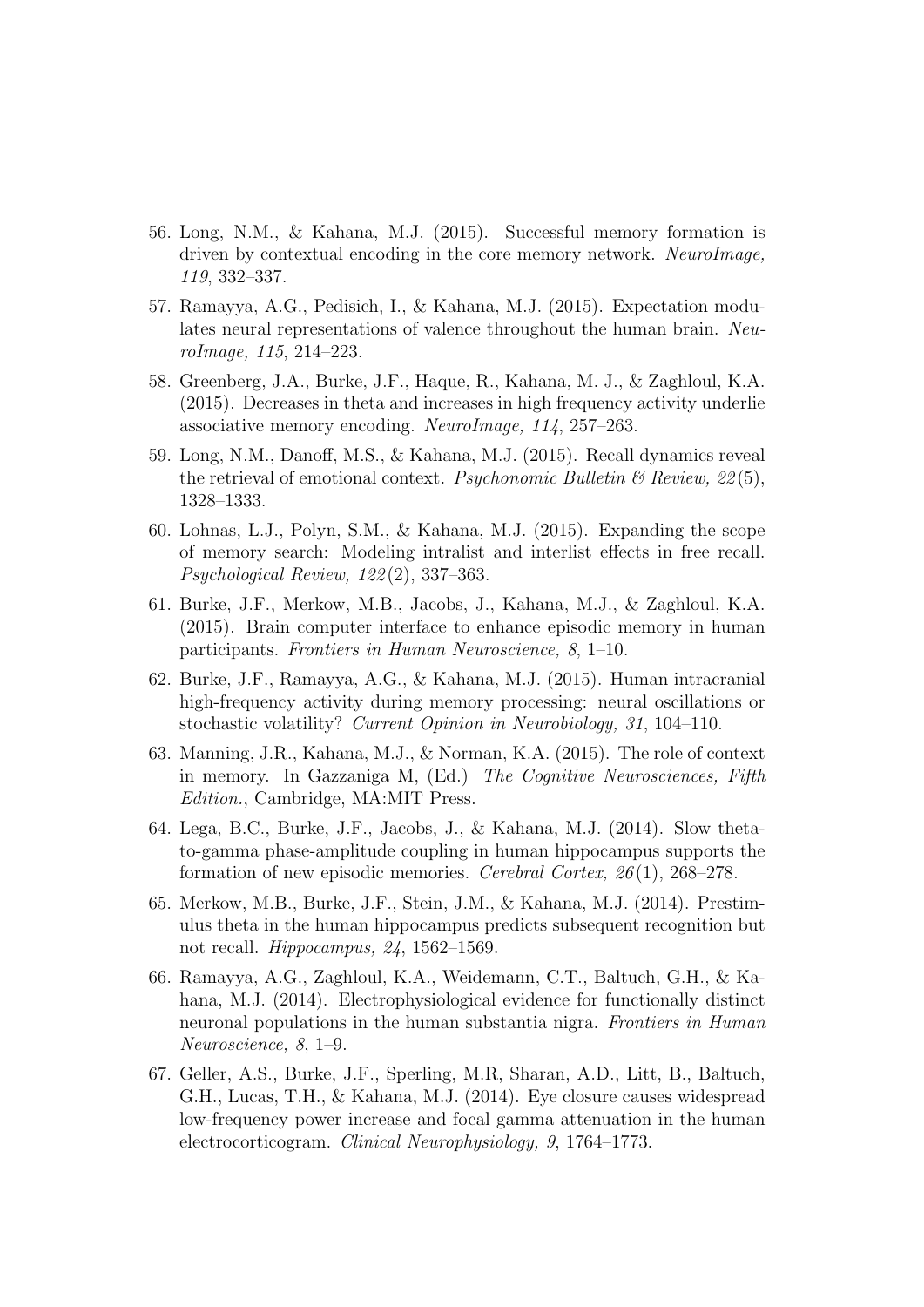56. Long, N.M., & Kahana, M.J. (2015). Successful memory formation is driven by contextual encoding in the core memory network. *NeuroImage, 119*, 332–337.

57. Ramayya, A.G., Pedisich, I., & Kahana, M.J. (2015). Expectation modulates neural representations of valence throughout the human brain. *NeuroImage, 115*, 214–223.

58. Greenberg, J.A., Burke, J.F., Haque, R., Kahana, M. J., & Zaghloul, K.A. (2015). Decreases in theta and increases in high frequency activity underlie associative memory encoding. *NeuroImage, 114*, 257–263.

59. Long, N.M., Danoff, M.S., & Kahana, M.J. (2015). Recall dynamics reveal the retrieval of emotional context. *Psychonomic Bulletin & Review, 22*(5), 1328–1333.

60. Lohnas, L.J., Polyn, S.M., & Kahana, M.J. (2015). Expanding the scope of memory search: Modeling intralist and interlist effects in free recall. *Psychological Review, 122*(2), 337–363.

61. Burke, J.F., Merkow, M.B., Jacobs, J., Kahana, M.J., & Zaghloul, K.A. (2015). Brain computer interface to enhance episodic memory in human participants. *Frontiers in Human Neuroscience, 8*, 1–10.

62. Burke, J.F., Ramayya, A.G., & Kahana, M.J. (2015). Human intracranial high-frequency activity during memory processing: neural oscillations or stochastic volatility? *Current Opinion in Neurobiology, 31*, 104–110.

63. Manning, J.R., Kahana, M.J., & Norman, K.A. (2015). The role of context in memory. In Gazzaniga M, (Ed.) *The Cognitive Neurosciences, Fifth Edition.*, Cambridge, MA:MIT Press.

64. Lega, B.C., Burke, J.F., Jacobs, J., & Kahana, M.J. (2014). Slow theta-to-gamma phase-amplitude coupling in human hippocampus supports the formation of new episodic memories. *Cerebral Cortex, 26*(1), 268–278.

65. Merkow, M.B., Burke, J.F., Stein, J.M., & Kahana, M.J. (2014). Prestimulus theta in the human hippocampus predicts subsequent recognition but not recall. *Hippocampus, 24*, 1562–1569.

66. Ramayya, A.G., Zaghloul, K.A., Weidemann, C.T., Baltuch, G.H., & Kahana, M.J. (2014). Electrophysiological evidence for functionally distinct neuronal populations in the human substantia nigra. *Frontiers in Human Neuroscience, 8*, 1–9.

67. Geller, A.S., Burke, J.F., Sperling, M.R, Sharan, A.D., Litt, B., Baltuch, G.H., Lucas, T.H., & Kahana, M.J. (2014). Eye closure causes widespread low-frequency power increase and focal gamma attenuation in the human electrocorticogram. *Clinical Neurophysiology, 9*, 1764–1773.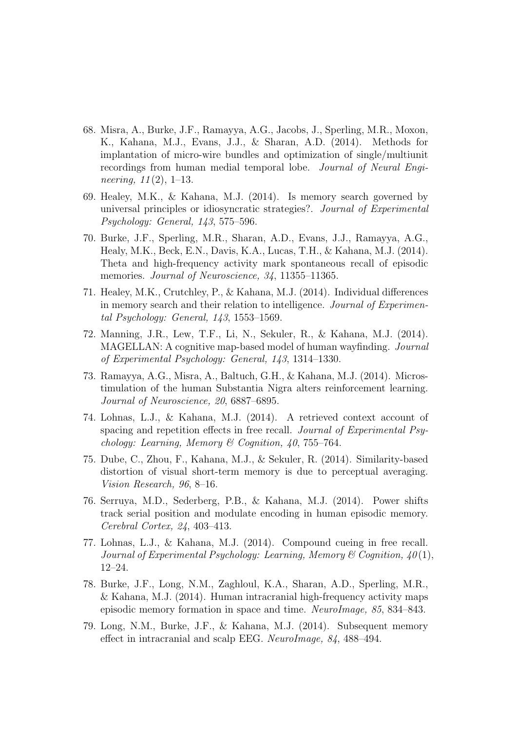68. Misra, A., Burke, J.F., Ramayya, A.G., Jacobs, J., Sperling, M.R., Moxon, K., Kahana, M.J., Evans, J.J., & Sharan, A.D. (2014). Methods for implantation of micro-wire bundles and optimization of single/multiunit recordings from human medial temporal lobe. *Journal of Neural Engineering, 11*(2), 1–13.

69. Healey, M.K., & Kahana, M.J. (2014). Is memory search governed by universal principles or idiosyncratic strategies?. *Journal of Experimental Psychology: General, 143*, 575–596.

70. Burke, J.F., Sperling, M.R., Sharan, A.D., Evans, J.J., Ramayya, A.G., Healy, M.K., Beck, E.N., Davis, K.A., Lucas, T.H., & Kahana, M.J. (2014). Theta and high-frequency activity mark spontaneous recall of episodic memories. *Journal of Neuroscience, 34*, 11355–11365.

71. Healey, M.K., Crutchley, P., & Kahana, M.J. (2014). Individual differences in memory search and their relation to intelligence. *Journal of Experimental Psychology: General, 143*, 1553–1569.

72. Manning, J.R., Lew, T.F., Li, N., Sekuler, R., & Kahana, M.J. (2014). MAGELLAN: A cognitive map-based model of human wayfinding. *Journal of Experimental Psychology: General, 143*, 1314–1330.

73. Ramayya, A.G., Misra, A., Baltuch, G.H., & Kahana, M.J. (2014). Microstimulation of the human Substantia Nigra alters reinforcement learning. *Journal of Neuroscience, 20*, 6887–6895.

74. Lohnas, L.J., & Kahana, M.J. (2014). A retrieved context account of spacing and repetition effects in free recall. *Journal of Experimental Psychology: Learning, Memory & Cognition, 40*, 755–764.

75. Dube, C., Zhou, F., Kahana, M.J., & Sekuler, R. (2014). Similarity-based distortion of visual short-term memory is due to perceptual averaging. *Vision Research, 96*, 8–16.

76. Serruya, M.D., Sederberg, P.B., & Kahana, M.J. (2014). Power shifts track serial position and modulate encoding in human episodic memory. *Cerebral Cortex, 24*, 403–413.

77. Lohnas, L.J., & Kahana, M.J. (2014). Compound cueing in free recall. *Journal of Experimental Psychology: Learning, Memory & Cognition, 40*(1), 12–24.

78. Burke, J.F., Long, N.M., Zaghloul, K.A., Sharan, A.D., Sperling, M.R., & Kahana, M.J. (2014). Human intracranial high-frequency activity maps episodic memory formation in space and time. *NeuroImage, 85*, 834–843.

79. Long, N.M., Burke, J.F., & Kahana, M.J. (2014). Subsequent memory effect in intracranial and scalp EEG. *NeuroImage, 84*, 488–494.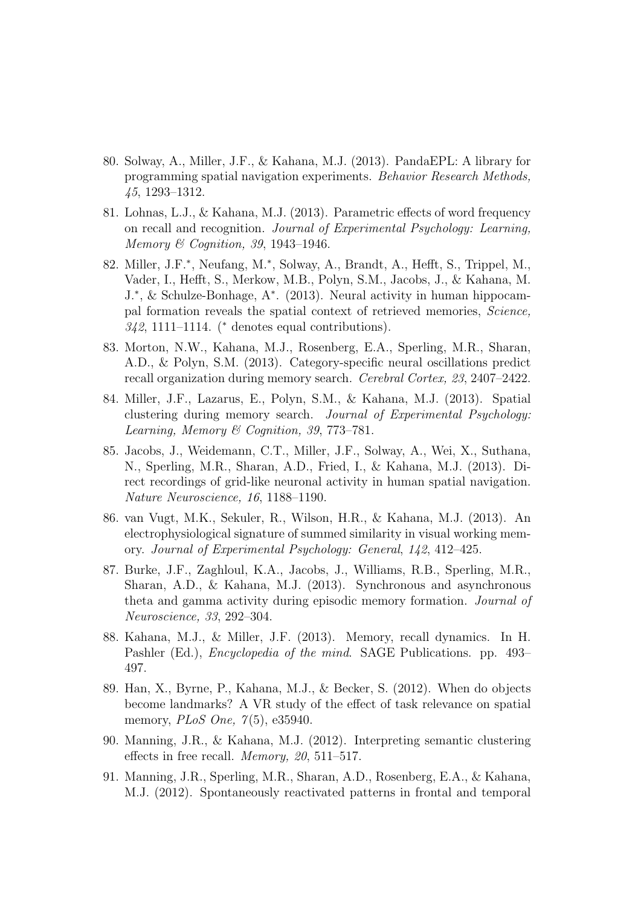80. Solway, A., Miller, J.F., & Kahana, M.J. (2013). PandaEPL: A library for programming spatial navigation experiments. *Behavior Research Methods, 45*, 1293–1312.

81. Lohnas, L.J., & Kahana, M.J. (2013). Parametric effects of word frequency on recall and recognition. *Journal of Experimental Psychology: Learning, Memory & Cognition, 39*, 1943–1946.

82. Miller, J.F.*, Neufang, M.*, Solway, A., Brandt, A., Hefft, S., Trippel, M., Vader, I., Hefft, S., Merkow, M.B., Polyn, S.M., Jacobs, J., & Kahana, M. J.*, & Schulze-Bonhage, A*. (2013). Neural activity in human hippocampal formation reveals the spatial context of retrieved memories, *Science, 342*, 1111–1114. (* denotes equal contributions).

83. Morton, N.W., Kahana, M.J., Rosenberg, E.A., Sperling, M.R., Sharan, A.D., & Polyn, S.M. (2013). Category-specific neural oscillations predict recall organization during memory search. *Cerebral Cortex, 23*, 2407–2422.

84. Miller, J.F., Lazarus, E., Polyn, S.M., & Kahana, M.J. (2013). Spatial clustering during memory search. *Journal of Experimental Psychology: Learning, Memory & Cognition, 39*, 773–781.

85. Jacobs, J., Weidemann, C.T., Miller, J.F., Solway, A., Wei, X., Suthana, N., Sperling, M.R., Sharan, A.D., Fried, I., & Kahana, M.J. (2013). Direct recordings of grid-like neuronal activity in human spatial navigation. *Nature Neuroscience, 16*, 1188–1190.

86. van Vugt, M.K., Sekuler, R., Wilson, H.R., & Kahana, M.J. (2013). An electrophysiological signature of summed similarity in visual working memory. *Journal of Experimental Psychology: General*, *142*, 412–425.

87. Burke, J.F., Zaghloul, K.A., Jacobs, J., Williams, R.B., Sperling, M.R., Sharan, A.D., & Kahana, M.J. (2013). Synchronous and asynchronous theta and gamma activity during episodic memory formation. *Journal of Neuroscience, 33*, 292–304.

88. Kahana, M.J., & Miller, J.F. (2013). Memory, recall dynamics. In H. Pashler (Ed.), *Encyclopedia of the mind*. SAGE Publications. pp. 493–497.

89. Han, X., Byrne, P., Kahana, M.J., & Becker, S. (2012). When do objects become landmarks? A VR study of the effect of task relevance on spatial memory, *PLoS One, 7*(5), e35940.

90. Manning, J.R., & Kahana, M.J. (2012). Interpreting semantic clustering effects in free recall. *Memory, 20*, 511–517.

91. Manning, J.R., Sperling, M.R., Sharan, A.D., Rosenberg, E.A., & Kahana, M.J. (2012). Spontaneously reactivated patterns in frontal and temporal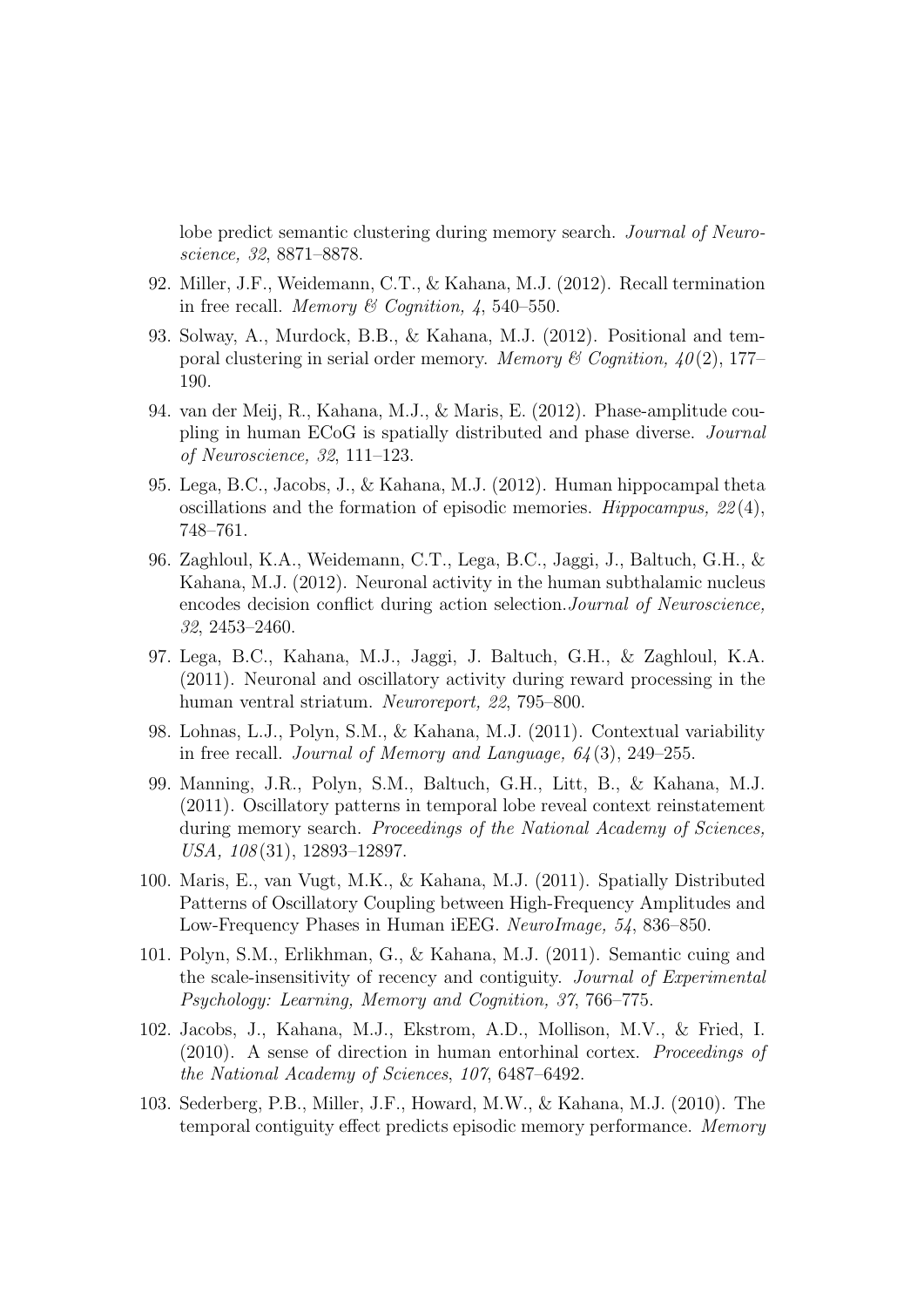lobe predict semantic clustering during memory search. *Journal of Neuroscience, 32*, 8871–8878.

92. Miller, J.F., Weidemann, C.T., & Kahana, M.J. (2012). Recall termination in free recall. *Memory & Cognition, 4*, 540–550.

93. Solway, A., Murdock, B.B., & Kahana, M.J. (2012). Positional and temporal clustering in serial order memory. *Memory & Cognition, 40*(2), 177–190.

94. van der Meij, R., Kahana, M.J., & Maris, E. (2012). Phase-amplitude coupling in human ECoG is spatially distributed and phase diverse. *Journal of Neuroscience, 32*, 111–123.

95. Lega, B.C., Jacobs, J., & Kahana, M.J. (2012). Human hippocampal theta oscillations and the formation of episodic memories. *Hippocampus, 22*(4), 748–761.

96. Zaghloul, K.A., Weidemann, C.T., Lega, B.C., Jaggi, J., Baltuch, G.H., & Kahana, M.J. (2012). Neuronal activity in the human subthalamic nucleus encodes decision conflict during action selection.*Journal of Neuroscience, 32*, 2453–2460.

97. Lega, B.C., Kahana, M.J., Jaggi, J. Baltuch, G.H., & Zaghloul, K.A. (2011). Neuronal and oscillatory activity during reward processing in the human ventral striatum. *Neuroreport, 22*, 795–800.

98. Lohnas, L.J., Polyn, S.M., & Kahana, M.J. (2011). Contextual variability in free recall. *Journal of Memory and Language, 64*(3), 249–255.

99. Manning, J.R., Polyn, S.M., Baltuch, G.H., Litt, B., & Kahana, M.J. (2011). Oscillatory patterns in temporal lobe reveal context reinstatement during memory search. *Proceedings of the National Academy of Sciences, USA, 108*(31), 12893–12897.

100. Maris, E., van Vugt, M.K., & Kahana, M.J. (2011). Spatially Distributed Patterns of Oscillatory Coupling between High-Frequency Amplitudes and Low-Frequency Phases in Human iEEG. *NeuroImage, 54*, 836–850.

101. Polyn, S.M., Erlikhman, G., & Kahana, M.J. (2011). Semantic cuing and the scale-insensitivity of recency and contiguity. *Journal of Experimental Psychology: Learning, Memory and Cognition, 37*, 766–775.

102. Jacobs, J., Kahana, M.J., Ekstrom, A.D., Mollison, M.V., & Fried, I. (2010). A sense of direction in human entorhinal cortex. *Proceedings of the National Academy of Sciences*, *107*, 6487–6492.

103. Sederberg, P.B., Miller, J.F., Howard, M.W., & Kahana, M.J. (2010). The temporal contiguity effect predicts episodic memory performance. *Memory*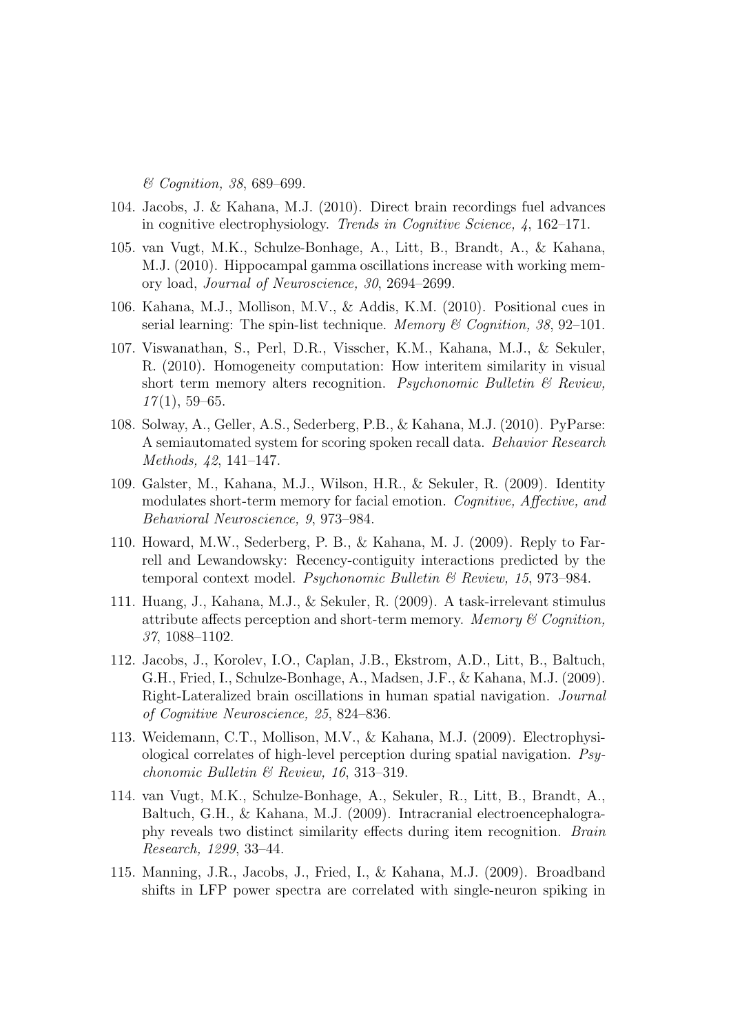*& Cognition, 38*, 689–699.

104. Jacobs, J. & Kahana, M.J. (2010). Direct brain recordings fuel advances in cognitive electrophysiology. *Trends in Cognitive Science, 4*, 162–171.

105. van Vugt, M.K., Schulze-Bonhage, A., Litt, B., Brandt, A., & Kahana, M.J. (2010). Hippocampal gamma oscillations increase with working memory load, *Journal of Neuroscience, 30*, 2694–2699.

106. Kahana, M.J., Mollison, M.V., & Addis, K.M. (2010). Positional cues in serial learning: The spin-list technique. *Memory & Cognition, 38*, 92–101.

107. Viswanathan, S., Perl, D.R., Visscher, K.M., Kahana, M.J., & Sekuler, R. (2010). Homogeneity computation: How interitem similarity in visual short term memory alters recognition. *Psychonomic Bulletin & Review, 17*(1), 59–65.

108. Solway, A., Geller, A.S., Sederberg, P.B., & Kahana, M.J. (2010). PyParse: A semiautomated system for scoring spoken recall data. *Behavior Research Methods, 42*, 141–147.

109. Galster, M., Kahana, M.J., Wilson, H.R., & Sekuler, R. (2009). Identity modulates short-term memory for facial emotion. *Cognitive, Affective, and Behavioral Neuroscience, 9*, 973–984.

110. Howard, M.W., Sederberg, P. B., & Kahana, M. J. (2009). Reply to Farrell and Lewandowsky: Recency-contiguity interactions predicted by the temporal context model. *Psychonomic Bulletin & Review, 15*, 973–984.

111. Huang, J., Kahana, M.J., & Sekuler, R. (2009). A task-irrelevant stimulus attribute affects perception and short-term memory. *Memory & Cognition, 37*, 1088–1102.

112. Jacobs, J., Korolev, I.O., Caplan, J.B., Ekstrom, A.D., Litt, B., Baltuch, G.H., Fried, I., Schulze-Bonhage, A., Madsen, J.F., & Kahana, M.J. (2009). Right-Lateralized brain oscillations in human spatial navigation. *Journal of Cognitive Neuroscience, 25*, 824–836.

113. Weidemann, C.T., Mollison, M.V., & Kahana, M.J. (2009). Electrophysiological correlates of high-level perception during spatial navigation. *Psychonomic Bulletin & Review, 16*, 313–319.

114. van Vugt, M.K., Schulze-Bonhage, A., Sekuler, R., Litt, B., Brandt, A., Baltuch, G.H., & Kahana, M.J. (2009). Intracranial electroencephalography reveals two distinct similarity effects during item recognition. *Brain Research, 1299*, 33–44.

115. Manning, J.R., Jacobs, J., Fried, I., & Kahana, M.J. (2009). Broadband shifts in LFP power spectra are correlated with single-neuron spiking in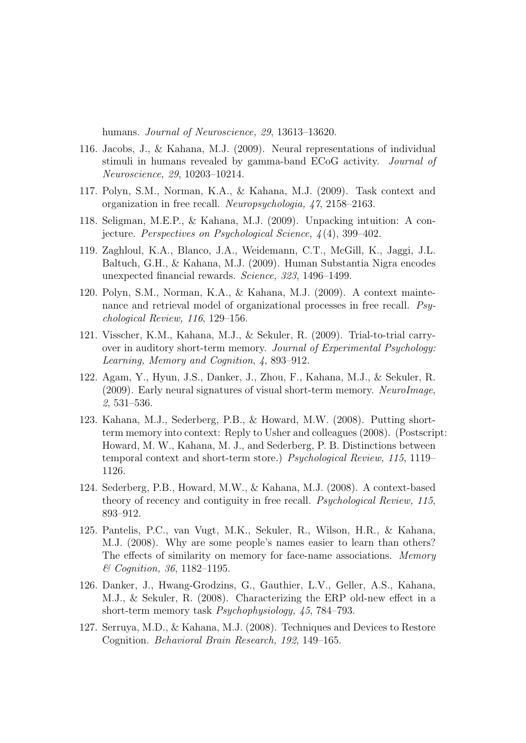humans. *Journal of Neuroscience, 29*, 13613–13620.

116. Jacobs, J., & Kahana, M.J. (2009). Neural representations of individual stimuli in humans revealed by gamma-band ECoG activity. *Journal of Neuroscience, 29*, 10203–10214.

117. Polyn, S.M., Norman, K.A., & Kahana, M.J. (2009). Task context and organization in free recall. *Neuropsychologia, 47*, 2158–2163.

118. Seligman, M.E.P., & Kahana, M.J. (2009). Unpacking intuition: A conjecture. *Perspectives on Psychological Science, 4*(4), 399–402.

119. Zaghloul, K.A., Blanco, J.A., Weidemann, C.T., McGill, K., Jaggi, J.L. Baltuch, G.H., & Kahana, M.J. (2009). Human Substantia Nigra encodes unexpected financial rewards. *Science, 323*, 1496–1499.

120. Polyn, S.M., Norman, K.A., & Kahana, M.J. (2009). A context maintenance and retrieval model of organizational processes in free recall. *Psychological Review, 116*, 129–156.

121. Visscher, K.M., Kahana, M.J., & Sekuler, R. (2009). Trial-to-trial carryover in auditory short-term memory. *Journal of Experimental Psychology: Learning, Memory and Cognition*, *4*, 893–912.

122. Agam, Y., Hyun, J.S., Danker, J., Zhou, F., Kahana, M.J., & Sekuler, R. (2009). Early neural signatures of visual short-term memory. *NeuroImage*, *2*, 531–536.

123. Kahana, M.J., Sederberg, P.B., & Howard, M.W. (2008). Putting short-term memory into context: Reply to Usher and colleagues (2008). (Postscript: Howard, M. W., Kahana, M. J., and Sederberg, P. B. Distinctions between temporal context and short-term store.) *Psychological Review, 115*, 1119–1126.

124. Sederberg, P.B., Howard, M.W., & Kahana, M.J. (2008). A context-based theory of recency and contiguity in free recall. *Psychological Review, 115*, 893–912.

125. Pantelis, P.C., van Vugt, M.K., Sekuler, R., Wilson, H.R., & Kahana, M.J. (2008). Why are some people's names easier to learn than others? The effects of similarity on memory for face-name associations. *Memory & Cognition, 36*, 1182–1195.

126. Danker, J., Hwang-Grodzins, G., Gauthier, L.V., Geller, A.S., Kahana, M.J., & Sekuler, R. (2008). Characterizing the ERP old-new effect in a short-term memory task *Psychophysiology, 45*, 784–793.

127. Serruya, M.D., & Kahana, M.J. (2008). Techniques and Devices to Restore Cognition. *Behavioral Brain Research, 192*, 149–165.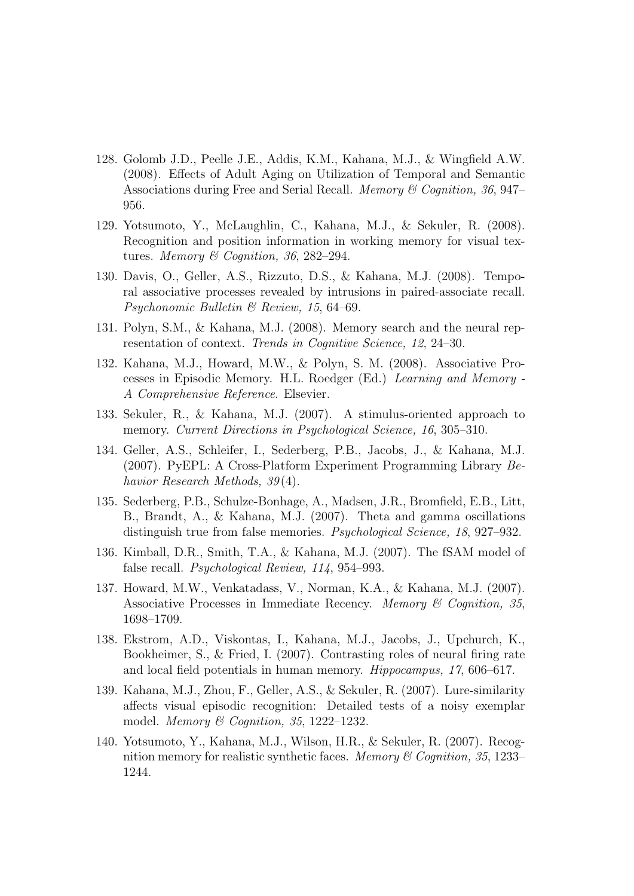128. Golomb J.D., Peelle J.E., Addis, K.M., Kahana, M.J., & Wingfield A.W. (2008). Effects of Adult Aging on Utilization of Temporal and Semantic Associations during Free and Serial Recall. *Memory & Cognition, 36*, 947–956.

129. Yotsumoto, Y., McLaughlin, C., Kahana, M.J., & Sekuler, R. (2008). Recognition and position information in working memory for visual textures. *Memory & Cognition, 36*, 282–294.

130. Davis, O., Geller, A.S., Rizzuto, D.S., & Kahana, M.J. (2008). Temporal associative processes revealed by intrusions in paired-associate recall. *Psychonomic Bulletin & Review, 15*, 64–69.

131. Polyn, S.M., & Kahana, M.J. (2008). Memory search and the neural representation of context. *Trends in Cognitive Science, 12*, 24–30.

132. Kahana, M.J., Howard, M.W., & Polyn, S. M. (2008). Associative Processes in Episodic Memory. H.L. Roedger (Ed.) *Learning and Memory - A Comprehensive Reference*. Elsevier.

133. Sekuler, R., & Kahana, M.J. (2007). A stimulus-oriented approach to memory. *Current Directions in Psychological Science, 16*, 305–310.

134. Geller, A.S., Schleifer, I., Sederberg, P.B., Jacobs, J., & Kahana, M.J. (2007). PyEPL: A Cross-Platform Experiment Programming Library *Behavior Research Methods, 39*(4).

135. Sederberg, P.B., Schulze-Bonhage, A., Madsen, J.R., Bromfield, E.B., Litt, B., Brandt, A., & Kahana, M.J. (2007). Theta and gamma oscillations distinguish true from false memories. *Psychological Science, 18*, 927–932.

136. Kimball, D.R., Smith, T.A., & Kahana, M.J. (2007). The fSAM model of false recall. *Psychological Review, 114*, 954–993.

137. Howard, M.W., Venkatadass, V., Norman, K.A., & Kahana, M.J. (2007). Associative Processes in Immediate Recency. *Memory & Cognition, 35*, 1698–1709.

138. Ekstrom, A.D., Viskontas, I., Kahana, M.J., Jacobs, J., Upchurch, K., Bookheimer, S., & Fried, I. (2007). Contrasting roles of neural firing rate and local field potentials in human memory. *Hippocampus, 17*, 606–617.

139. Kahana, M.J., Zhou, F., Geller, A.S., & Sekuler, R. (2007). Lure-similarity affects visual episodic recognition: Detailed tests of a noisy exemplar model. *Memory & Cognition, 35*, 1222–1232.

140. Yotsumoto, Y., Kahana, M.J., Wilson, H.R., & Sekuler, R. (2007). Recognition memory for realistic synthetic faces. *Memory & Cognition, 35*, 1233–1244.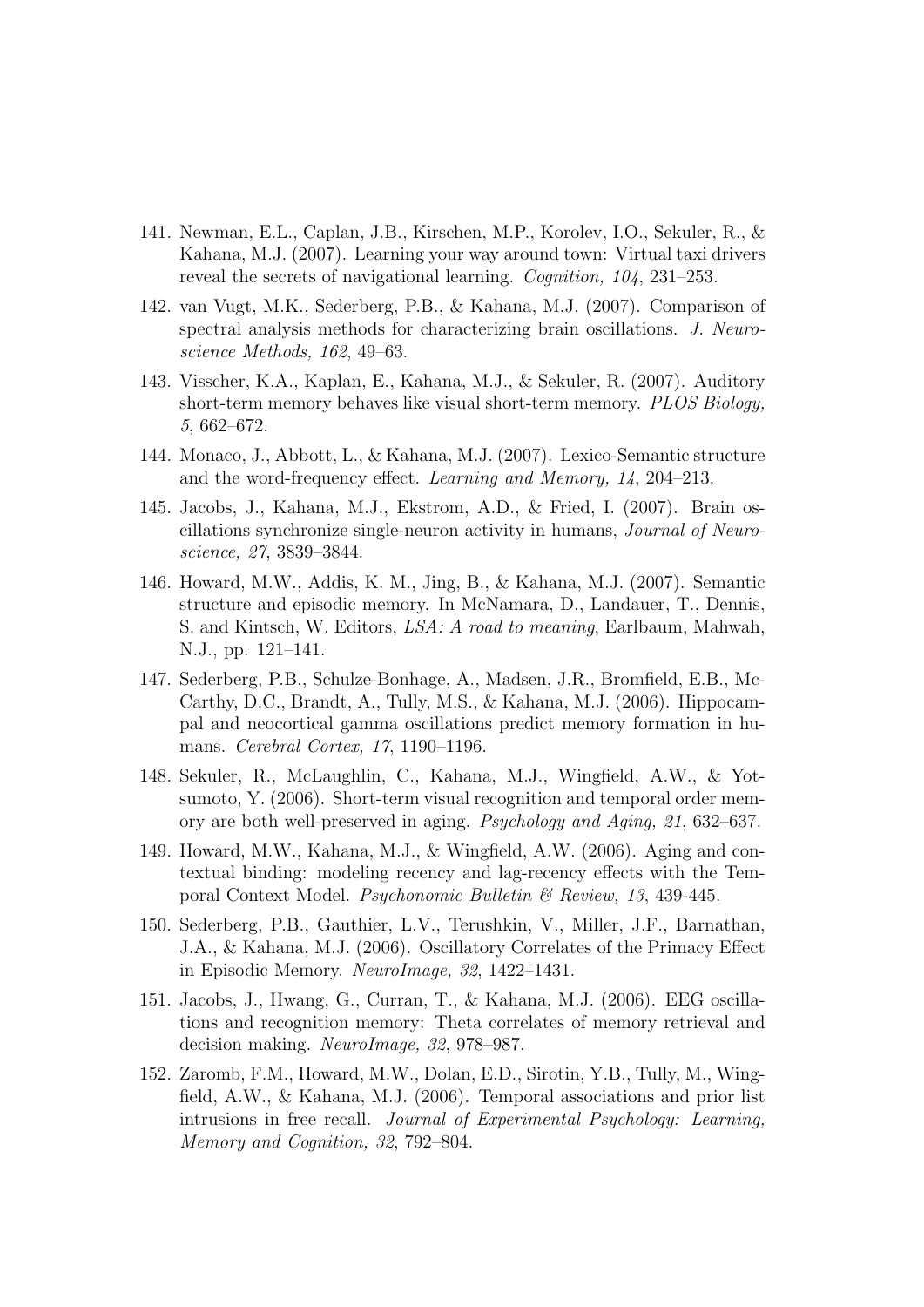141. Newman, E.L., Caplan, J.B., Kirschen, M.P., Korolev, I.O., Sekuler, R., & Kahana, M.J. (2007). Learning your way around town: Virtual taxi drivers reveal the secrets of navigational learning. *Cognition, 104*, 231–253.

142. van Vugt, M.K., Sederberg, P.B., & Kahana, M.J. (2007). Comparison of spectral analysis methods for characterizing brain oscillations. *J. Neuroscience Methods, 162*, 49–63.

143. Visscher, K.A., Kaplan, E., Kahana, M.J., & Sekuler, R. (2007). Auditory short-term memory behaves like visual short-term memory. *PLOS Biology, 5*, 662–672.

144. Monaco, J., Abbott, L., & Kahana, M.J. (2007). Lexico-Semantic structure and the word-frequency effect. *Learning and Memory, 14*, 204–213.

145. Jacobs, J., Kahana, M.J., Ekstrom, A.D., & Fried, I. (2007). Brain oscillations synchronize single-neuron activity in humans, *Journal of Neuroscience, 27*, 3839–3844.

146. Howard, M.W., Addis, K. M., Jing, B., & Kahana, M.J. (2007). Semantic structure and episodic memory. In McNamara, D., Landauer, T., Dennis, S. and Kintsch, W. Editors, *LSA: A road to meaning*, Earlbaum, Mahwah, N.J., pp. 121–141.

147. Sederberg, P.B., Schulze-Bonhage, A., Madsen, J.R., Bromfield, E.B., McCarthy, D.C., Brandt, A., Tully, M.S., & Kahana, M.J. (2006). Hippocampal and neocortical gamma oscillations predict memory formation in humans. *Cerebral Cortex, 17*, 1190–1196.

148. Sekuler, R., McLaughlin, C., Kahana, M.J., Wingfield, A.W., & Yotsumoto, Y. (2006). Short-term visual recognition and temporal order memory are both well-preserved in aging. *Psychology and Aging, 21*, 632–637.

149. Howard, M.W., Kahana, M.J., & Wingfield, A.W. (2006). Aging and contextual binding: modeling recency and lag-recency effects with the Temporal Context Model. *Psychonomic Bulletin & Review, 13*, 439-445.

150. Sederberg, P.B., Gauthier, L.V., Terushkin, V., Miller, J.F., Barnathan, J.A., & Kahana, M.J. (2006). Oscillatory Correlates of the Primacy Effect in Episodic Memory. *NeuroImage, 32*, 1422–1431.

151. Jacobs, J., Hwang, G., Curran, T., & Kahana, M.J. (2006). EEG oscillations and recognition memory: Theta correlates of memory retrieval and decision making. *NeuroImage, 32*, 978–987.

152. Zaromb, F.M., Howard, M.W., Dolan, E.D., Sirotin, Y.B., Tully, M., Wingfield, A.W., & Kahana, M.J. (2006). Temporal associations and prior list intrusions in free recall. *Journal of Experimental Psychology: Learning, Memory and Cognition, 32*, 792–804.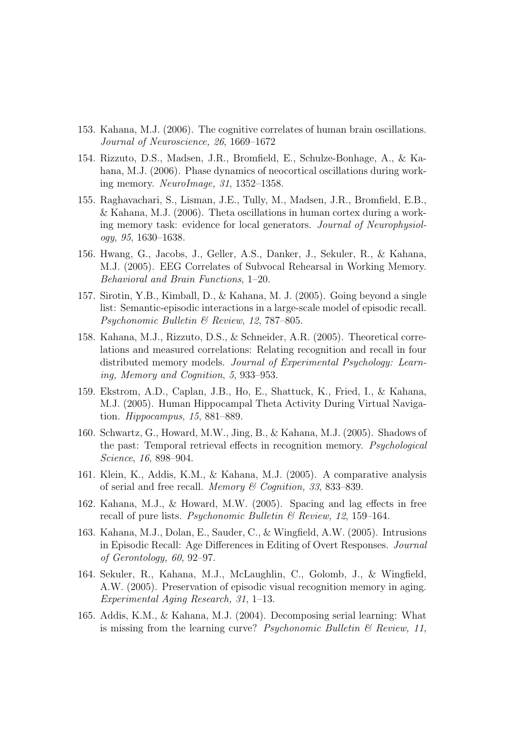153. Kahana, M.J. (2006). The cognitive correlates of human brain oscillations. *Journal of Neuroscience, 26*, 1669–1672

154. Rizzuto, D.S., Madsen, J.R., Bromfield, E., Schulze-Bonhage, A., & Kahana, M.J. (2006). Phase dynamics of neocortical oscillations during working memory. *NeuroImage, 31*, 1352–1358.

155. Raghavachari, S., Lisman, J.E., Tully, M., Madsen, J.R., Bromfield, E.B., & Kahana, M.J. (2006). Theta oscillations in human cortex during a working memory task: evidence for local generators. *Journal of Neurophysiology*, *95*, 1630–1638.

156. Hwang, G., Jacobs, J., Geller, A.S., Danker, J., Sekuler, R., & Kahana, M.J. (2005). EEG Correlates of Subvocal Rehearsal in Working Memory. *Behavioral and Brain Functions*, 1–20.

157. Sirotin, Y.B., Kimball, D., & Kahana, M. J. (2005). Going beyond a single list: Semantic-episodic interactions in a large-scale model of episodic recall. *Psychonomic Bulletin & Review*, *12*, 787–805.

158. Kahana, M.J., Rizzuto, D.S., & Schneider, A.R. (2005). Theoretical correlations and measured correlations: Relating recognition and recall in four distributed memory models. *Journal of Experimental Psychology: Learning, Memory and Cognition*, *5*, 933–953.

159. Ekstrom, A.D., Caplan, J.B., Ho, E., Shattuck, K., Fried, I., & Kahana, M.J. (2005). Human Hippocampal Theta Activity During Virtual Navigation. *Hippocampus*, *15*, 881–889.

160. Schwartz, G., Howard, M.W., Jing, B., & Kahana, M.J. (2005). Shadows of the past: Temporal retrieval effects in recognition memory. *Psychological Science*, *16*, 898–904.

161. Klein, K., Addis, K.M., & Kahana, M.J. (2005). A comparative analysis of serial and free recall. *Memory & Cognition, 33*, 833–839.

162. Kahana, M.J., & Howard, M.W. (2005). Spacing and lag effects in free recall of pure lists. *Psychonomic Bulletin & Review, 12*, 159–164.

163. Kahana, M.J., Dolan, E., Sauder, C., & Wingfield, A.W. (2005). Intrusions in Episodic Recall: Age Differences in Editing of Overt Responses. *Journal of Gerontology, 60*, 92–97.

164. Sekuler, R., Kahana, M.J., McLaughlin, C., Golomb, J., & Wingfield, A.W. (2005). Preservation of episodic visual recognition memory in aging. *Experimental Aging Research, 31*, 1–13.

165. Addis, K.M., & Kahana, M.J. (2004). Decomposing serial learning: What is missing from the learning curve? *Psychonomic Bulletin & Review, 11*,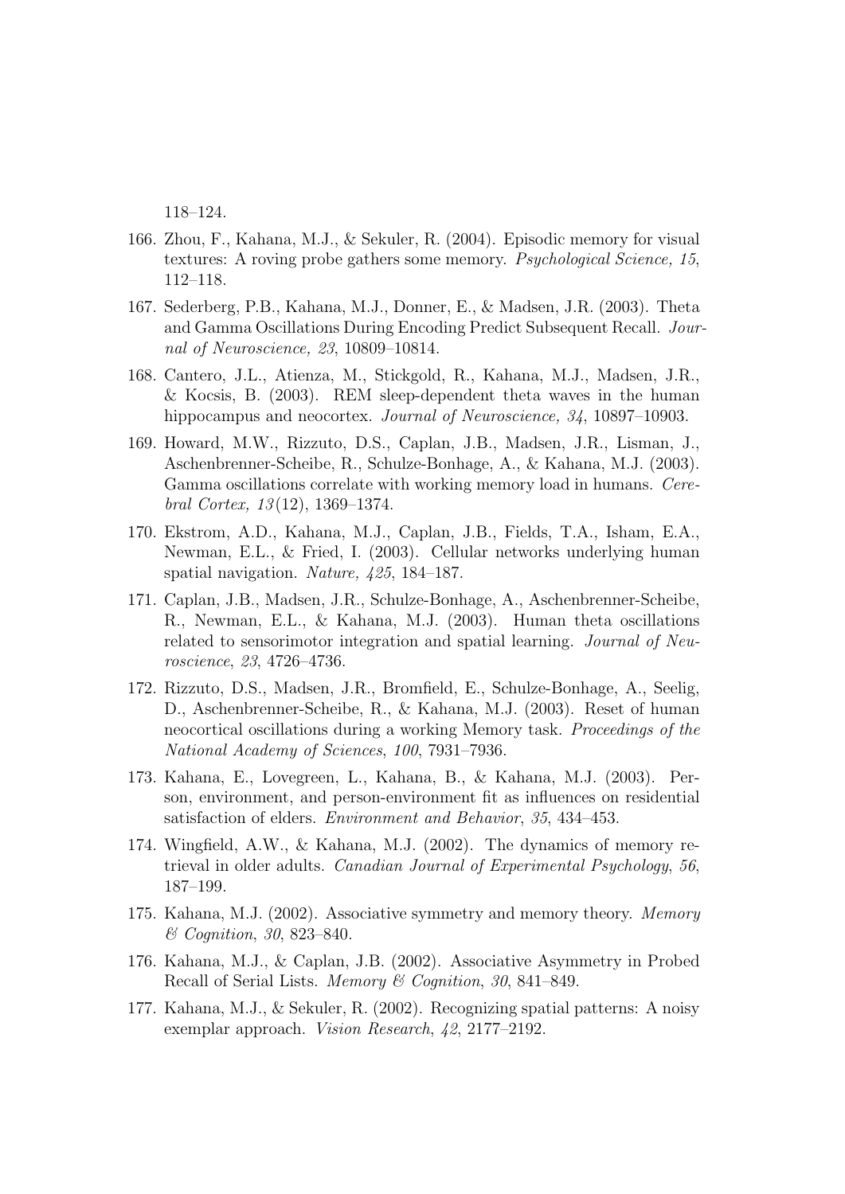118–124.

166. Zhou, F., Kahana, M.J., & Sekuler, R. (2004). Episodic memory for visual textures: A roving probe gathers some memory. *Psychological Science, 15*, 112–118.

167. Sederberg, P.B., Kahana, M.J., Donner, E., & Madsen, J.R. (2003). Theta and Gamma Oscillations During Encoding Predict Subsequent Recall. *Journal of Neuroscience, 23*, 10809–10814.

168. Cantero, J.L., Atienza, M., Stickgold, R., Kahana, M.J., Madsen, J.R., & Kocsis, B. (2003). REM sleep-dependent theta waves in the human hippocampus and neocortex. *Journal of Neuroscience, 34*, 10897–10903.

169. Howard, M.W., Rizzuto, D.S., Caplan, J.B., Madsen, J.R., Lisman, J., Aschenbrenner-Scheibe, R., Schulze-Bonhage, A., & Kahana, M.J. (2003). Gamma oscillations correlate with working memory load in humans. *Cerebral Cortex, 13*(12), 1369–1374.

170. Ekstrom, A.D., Kahana, M.J., Caplan, J.B., Fields, T.A., Isham, E.A., Newman, E.L., & Fried, I. (2003). Cellular networks underlying human spatial navigation. *Nature, 425*, 184–187.

171. Caplan, J.B., Madsen, J.R., Schulze-Bonhage, A., Aschenbrenner-Scheibe, R., Newman, E.L., & Kahana, M.J. (2003). Human theta oscillations related to sensorimotor integration and spatial learning. *Journal of Neuroscience*, *23*, 4726–4736.

172. Rizzuto, D.S., Madsen, J.R., Bromfield, E., Schulze-Bonhage, A., Seelig, D., Aschenbrenner-Scheibe, R., & Kahana, M.J. (2003). Reset of human neocortical oscillations during a working Memory task. *Proceedings of the National Academy of Sciences*, *100*, 7931–7936.

173. Kahana, E., Lovegreen, L., Kahana, B., & Kahana, M.J. (2003). Person, environment, and person-environment fit as influences on residential satisfaction of elders. *Environment and Behavior*, *35*, 434–453.

174. Wingfield, A.W., & Kahana, M.J. (2002). The dynamics of memory retrieval in older adults. *Canadian Journal of Experimental Psychology*, *56*, 187–199.

175. Kahana, M.J. (2002). Associative symmetry and memory theory. *Memory & Cognition*, *30*, 823–840.

176. Kahana, M.J., & Caplan, J.B. (2002). Associative Asymmetry in Probed Recall of Serial Lists. *Memory & Cognition*, *30*, 841–849.

177. Kahana, M.J., & Sekuler, R. (2002). Recognizing spatial patterns: A noisy exemplar approach. *Vision Research*, *42*, 2177–2192.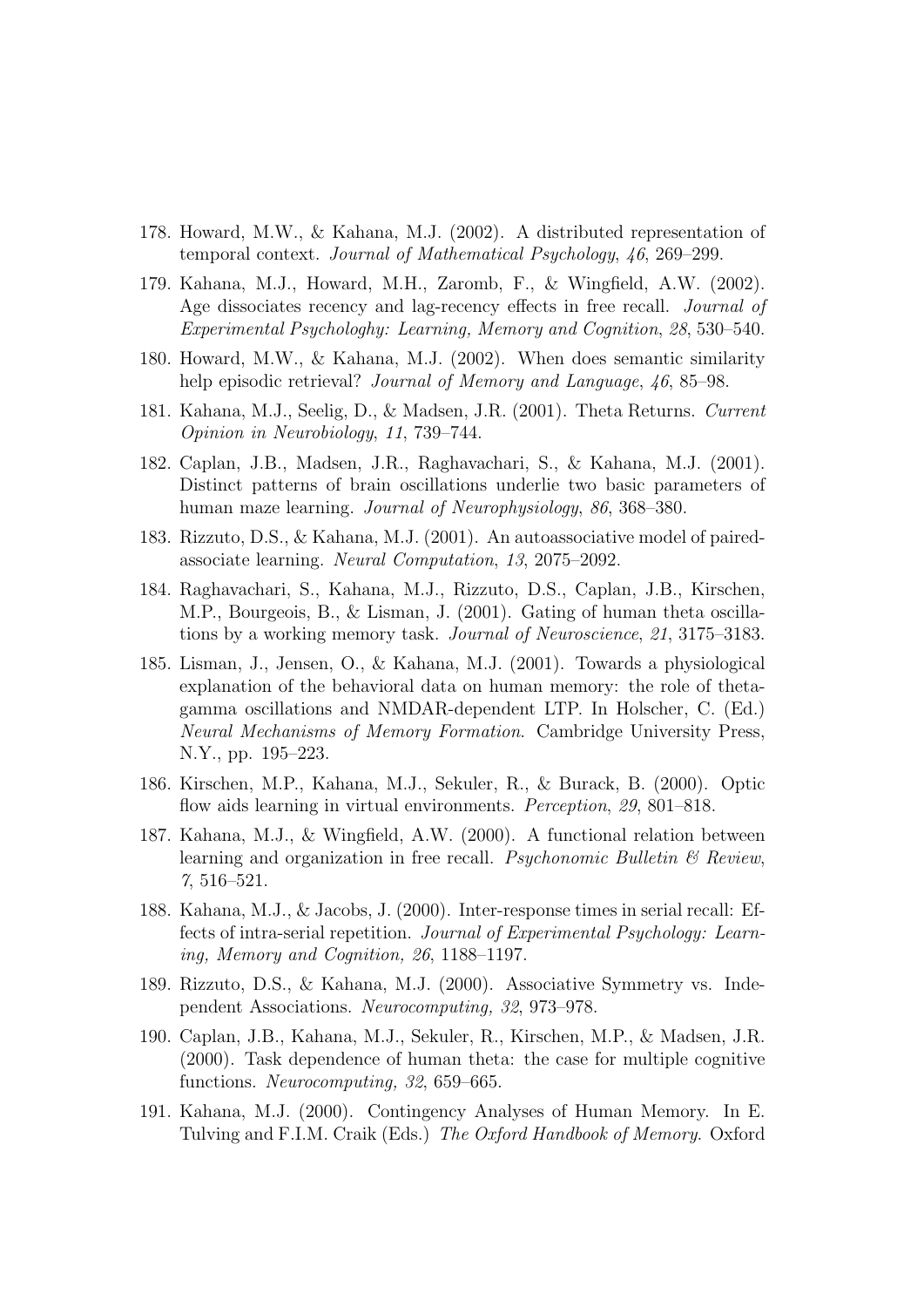178. Howard, M.W., & Kahana, M.J. (2002). A distributed representation of temporal context. *Journal of Mathematical Psychology*, *46*, 269–299.
179. Kahana, M.J., Howard, M.H., Zaromb, F., & Wingfield, A.W. (2002). Age dissociates recency and lag-recency effects in free recall. *Journal of Experimental Psychologhy: Learning, Memory and Cognition*, *28*, 530–540.
180. Howard, M.W., & Kahana, M.J. (2002). When does semantic similarity help episodic retrieval? *Journal of Memory and Language*, *46*, 85–98.
181. Kahana, M.J., Seelig, D., & Madsen, J.R. (2001). Theta Returns. *Current Opinion in Neurobiology*, *11*, 739–744.
182. Caplan, J.B., Madsen, J.R., Raghavachari, S., & Kahana, M.J. (2001). Distinct patterns of brain oscillations underlie two basic parameters of human maze learning. *Journal of Neurophysiology*, *86*, 368–380.
183. Rizzuto, D.S., & Kahana, M.J. (2001). An autoassociative model of paired-associate learning. *Neural Computation*, *13*, 2075–2092.
184. Raghavachari, S., Kahana, M.J., Rizzuto, D.S., Caplan, J.B., Kirschen, M.P., Bourgeois, B., & Lisman, J. (2001). Gating of human theta oscillations by a working memory task. *Journal of Neuroscience*, *21*, 3175–3183.
185. Lisman, J., Jensen, O., & Kahana, M.J. (2001). Towards a physiological explanation of the behavioral data on human memory: the role of theta-gamma oscillations and NMDAR-dependent LTP. In Holscher, C. (Ed.) *Neural Mechanisms of Memory Formation*. Cambridge University Press, N.Y., pp. 195–223.
186. Kirschen, M.P., Kahana, M.J., Sekuler, R., & Burack, B. (2000). Optic flow aids learning in virtual environments. *Perception*, *29*, 801–818.
187. Kahana, M.J., & Wingfield, A.W. (2000). A functional relation between learning and organization in free recall. *Psychonomic Bulletin & Review*, *7*, 516–521.
188. Kahana, M.J., & Jacobs, J. (2000). Inter-response times in serial recall: Effects of intra-serial repetition. *Journal of Experimental Psychology: Learning, Memory and Cognition, 26*, 1188–1197.
189. Rizzuto, D.S., & Kahana, M.J. (2000). Associative Symmetry vs. Independent Associations. *Neurocomputing, 32*, 973–978.
190. Caplan, J.B., Kahana, M.J., Sekuler, R., Kirschen, M.P., & Madsen, J.R. (2000). Task dependence of human theta: the case for multiple cognitive functions. *Neurocomputing, 32*, 659–665.
191. Kahana, M.J. (2000). Contingency Analyses of Human Memory. In E. Tulving and F.I.M. Craik (Eds.) *The Oxford Handbook of Memory*. Oxford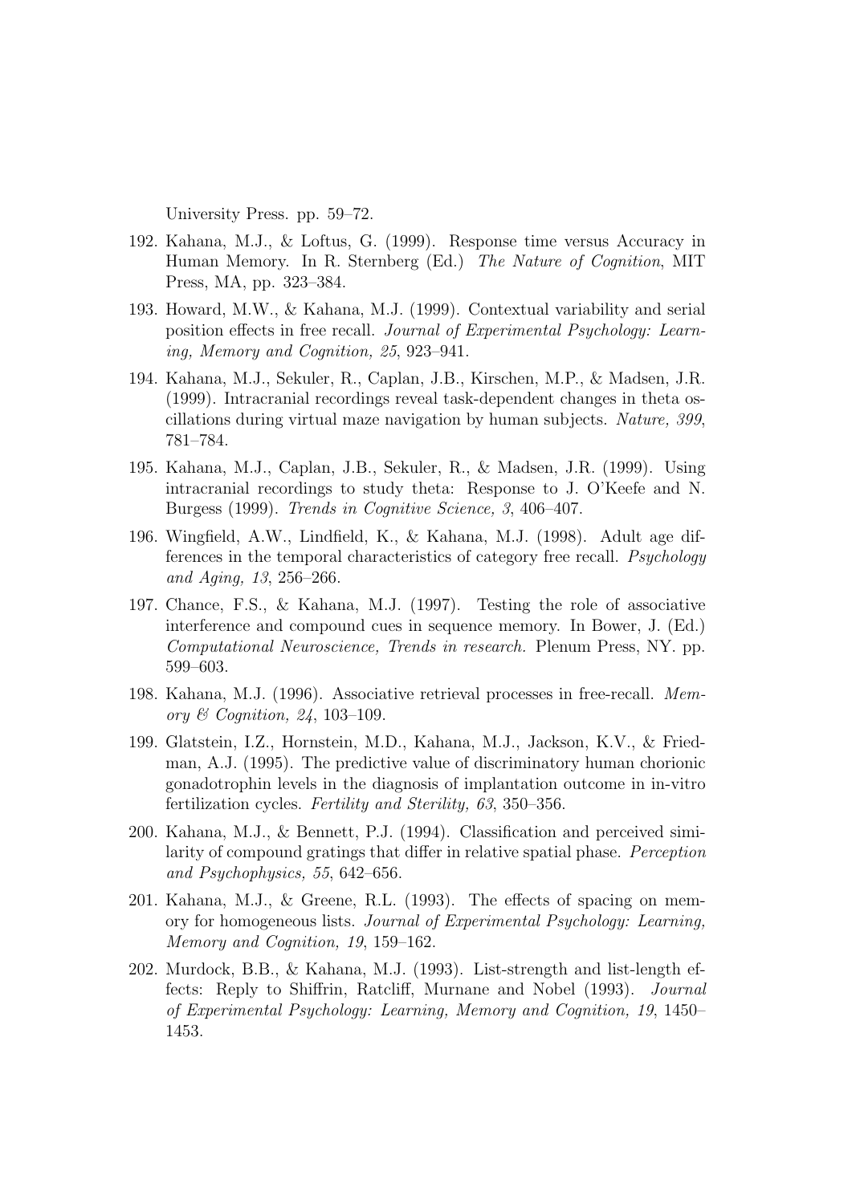University Press. pp. 59–72.

192. Kahana, M.J., & Loftus, G. (1999). Response time versus Accuracy in Human Memory. In R. Sternberg (Ed.) *The Nature of Cognition*, MIT Press, MA, pp. 323–384.

193. Howard, M.W., & Kahana, M.J. (1999). Contextual variability and serial position effects in free recall. *Journal of Experimental Psychology: Learning, Memory and Cognition, 25*, 923–941.

194. Kahana, M.J., Sekuler, R., Caplan, J.B., Kirschen, M.P., & Madsen, J.R. (1999). Intracranial recordings reveal task-dependent changes in theta oscillations during virtual maze navigation by human subjects. *Nature, 399*, 781–784.

195. Kahana, M.J., Caplan, J.B., Sekuler, R., & Madsen, J.R. (1999). Using intracranial recordings to study theta: Response to J. O'Keefe and N. Burgess (1999). *Trends in Cognitive Science, 3*, 406–407.

196. Wingfield, A.W., Lindfield, K., & Kahana, M.J. (1998). Adult age differences in the temporal characteristics of category free recall. *Psychology and Aging, 13*, 256–266.

197. Chance, F.S., & Kahana, M.J. (1997). Testing the role of associative interference and compound cues in sequence memory. In Bower, J. (Ed.) *Computational Neuroscience, Trends in research.* Plenum Press, NY. pp. 599–603.

198. Kahana, M.J. (1996). Associative retrieval processes in free-recall. *Memory & Cognition, 24*, 103–109.

199. Glatstein, I.Z., Hornstein, M.D., Kahana, M.J., Jackson, K.V., & Friedman, A.J. (1995). The predictive value of discriminatory human chorionic gonadotrophin levels in the diagnosis of implantation outcome in in-vitro fertilization cycles. *Fertility and Sterility, 63*, 350–356.

200. Kahana, M.J., & Bennett, P.J. (1994). Classification and perceived similarity of compound gratings that differ in relative spatial phase. *Perception and Psychophysics, 55*, 642–656.

201. Kahana, M.J., & Greene, R.L. (1993). The effects of spacing on memory for homogeneous lists. *Journal of Experimental Psychology: Learning, Memory and Cognition, 19*, 159–162.

202. Murdock, B.B., & Kahana, M.J. (1993). List-strength and list-length effects: Reply to Shiffrin, Ratcliff, Murnane and Nobel (1993). *Journal of Experimental Psychology: Learning, Memory and Cognition, 19*, 1450–1453.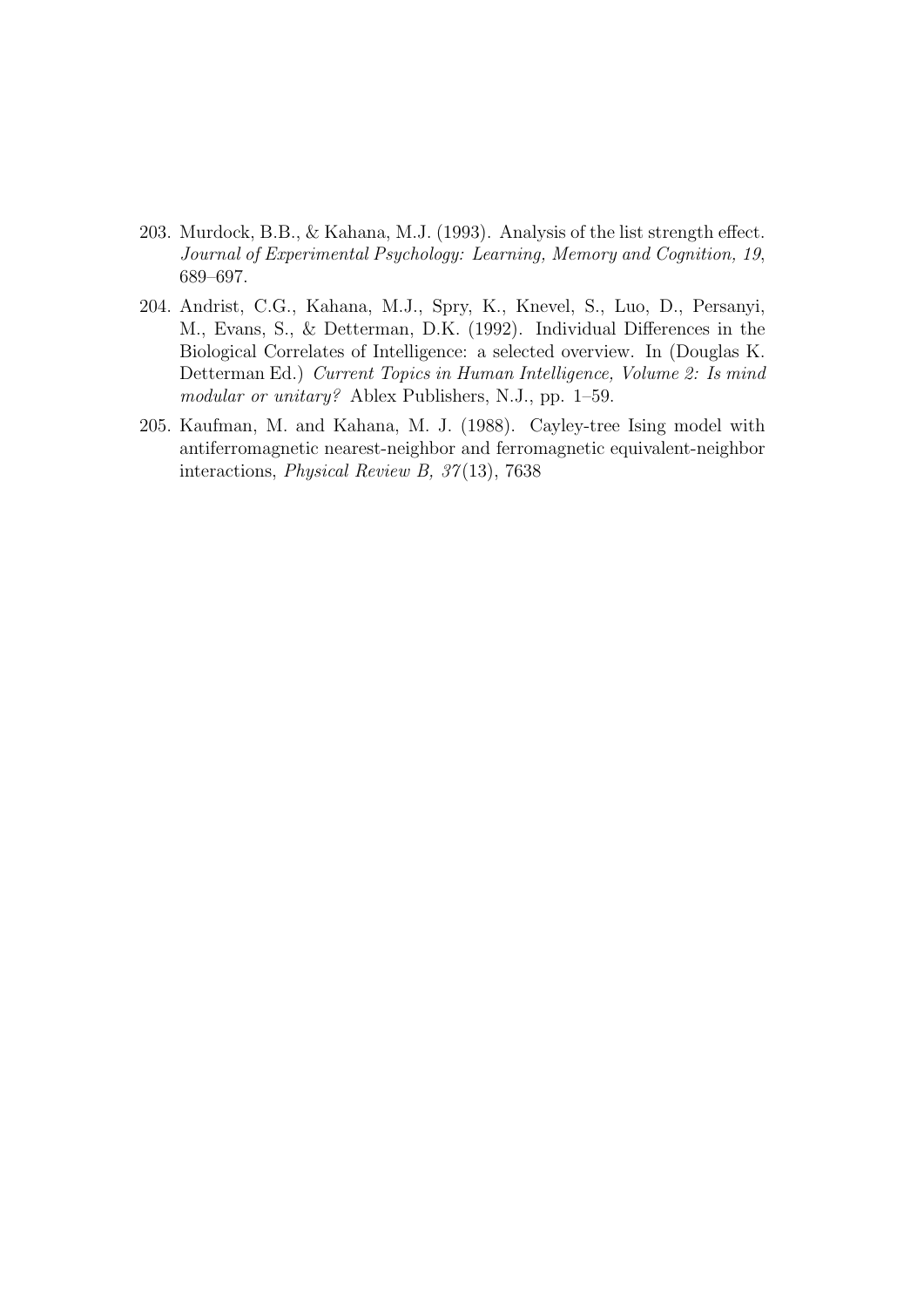203. Murdock, B.B., & Kahana, M.J. (1993). Analysis of the list strength effect. *Journal of Experimental Psychology: Learning, Memory and Cognition, 19*, 689–697.

204. Andrist, C.G., Kahana, M.J., Spry, K., Knevel, S., Luo, D., Persanyi, M., Evans, S., & Detterman, D.K. (1992). Individual Differences in the Biological Correlates of Intelligence: a selected overview. In (Douglas K. Detterman Ed.) *Current Topics in Human Intelligence, Volume 2: Is mind modular or unitary?* Ablex Publishers, N.J., pp. 1–59.

205. Kaufman, M. and Kahana, M. J. (1988). Cayley-tree Ising model with antiferromagnetic nearest-neighbor and ferromagnetic equivalent-neighbor interactions, *Physical Review B, 37*(13), 7638